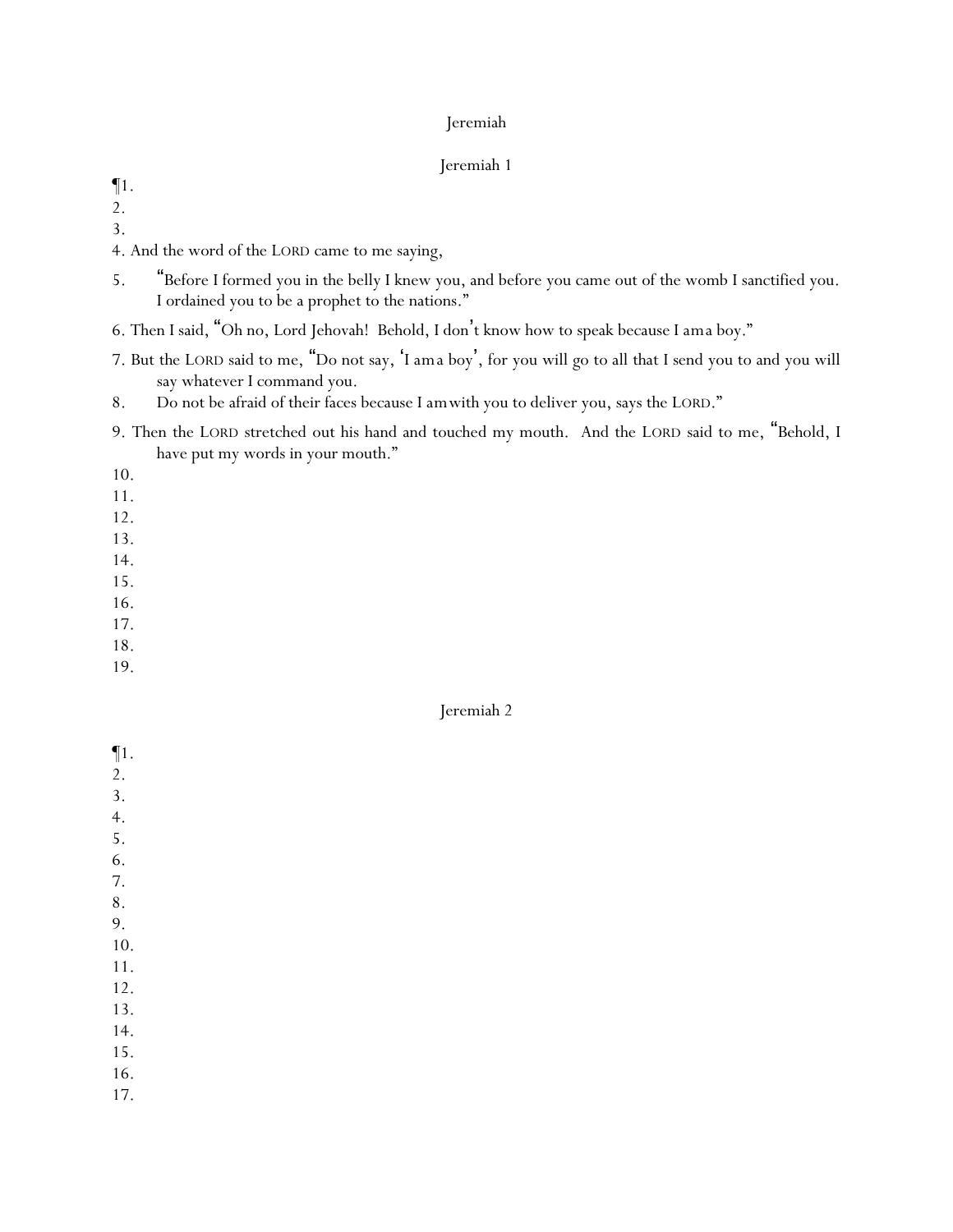# Jeremiah

## Jeremiah 1

¶1.
2.
3.
4. And the word of the LORD came to me saying,
5. "Before I formed you in the belly I knew you, and before you came out of the womb I sanctified you. I ordained you to be a prophet to the nations."
6. Then I said, "Oh no, Lord Jehovah! Behold, I don't know how to speak because I am a boy."
7. But the LORD said to me, "Do not say, 'I am a boy', for you will go to all that I send you to and you will say whatever I command you.
8. Do not be afraid of their faces because I am with you to deliver you, says the LORD."
9. Then the LORD stretched out his hand and touched my mouth. And the LORD said to me, "Behold, I have put my words in your mouth."
10.
11.
12.
13.
14.
15.
16.
17.
18.
19.

## Jeremiah 2

¶1.
2.
3.
4.
5.
6.
7.
8.
9.
10.
11.
12.
13.
14.
15.
16.
17.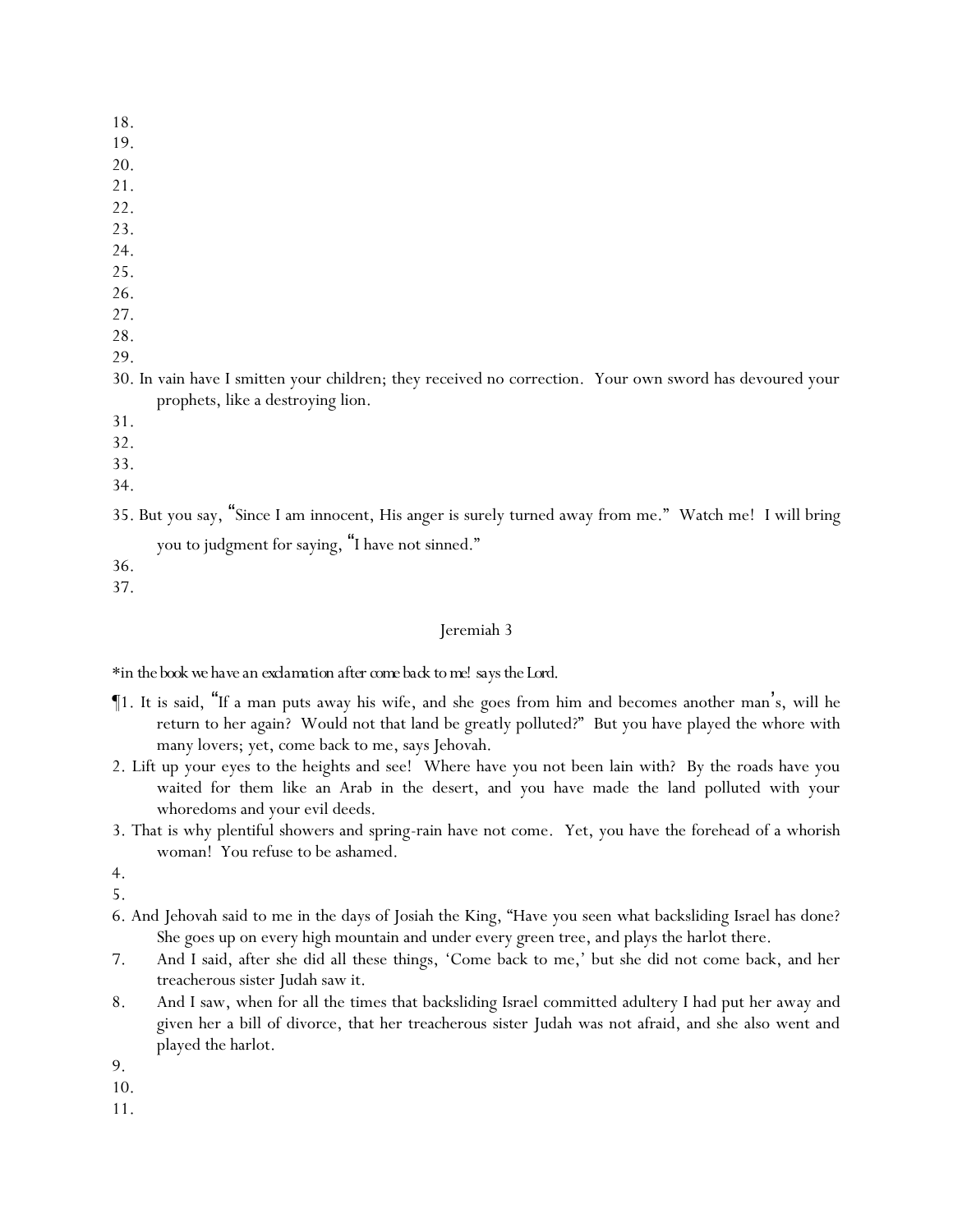18.
19.
20.
21.
22.
23.
24.
25.
26.
27.
28.
29.
30. In vain have I smitten your children; they received no correction. Your own sword has devoured your prophets, like a destroying lion.
31.
32.
33.
34.
35. But you say, "Since I am innocent, His anger is surely turned away from me." Watch me! I will bring you to judgment for saying, "I have not sinned."
36.
37.

## Jeremiah 3

*in the book we have an exclamation after come back to me! says the Lord.

¶1. It is said, "If a man puts away his wife, and she goes from him and becomes another man's, will he return to her again? Would not that land be greatly polluted?" But you have played the whore with many lovers; yet, come back to me, says Jehovah.
2. Lift up your eyes to the heights and see! Where have you not been lain with? By the roads have you waited for them like an Arab in the desert, and you have made the land polluted with your whoredoms and your evil deeds.
3. That is why plentiful showers and spring-rain have not come. Yet, you have the forehead of a whorish woman! You refuse to be ashamed.
4.
5.
6. And Jehovah said to me in the days of Josiah the King, "Have you seen what backsliding Israel has done? She goes up on every high mountain and under every green tree, and plays the harlot there.
7. And I said, after she did all these things, 'Come back to me,' but she did not come back, and her treacherous sister Judah saw it.
8. And I saw, when for all the times that backsliding Israel committed adultery I had put her away and given her a bill of divorce, that her treacherous sister Judah was not afraid, and she also went and played the harlot.
9.
10.
11.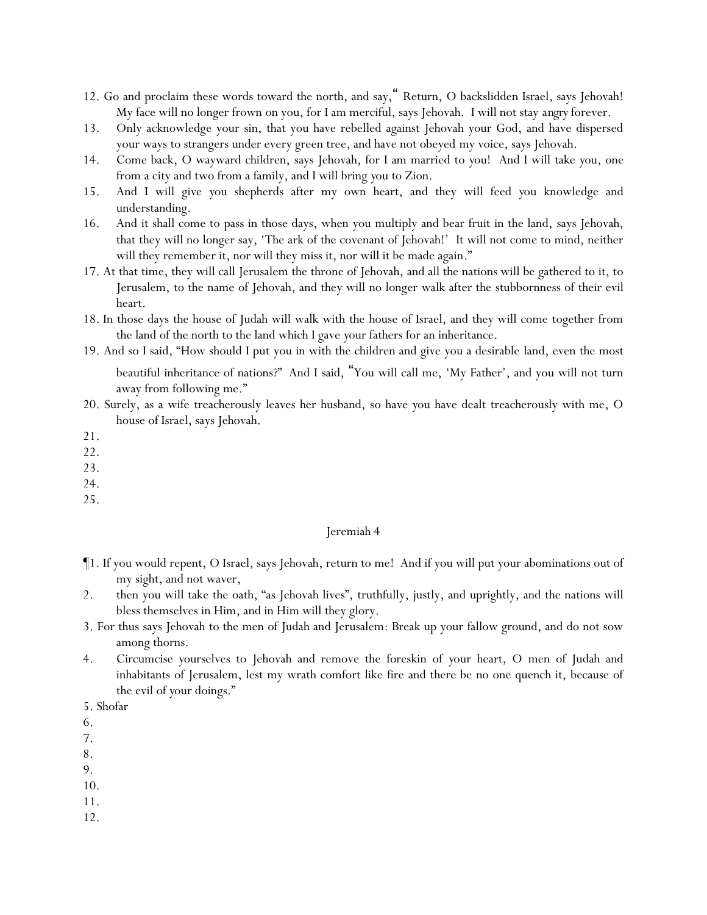12. Go and proclaim these words toward the north, and say," Return, O backslidden Israel, says Jehovah! My face will no longer frown on you, for I am merciful, says Jehovah. I will not stay angry forever.
13. Only acknowledge your sin, that you have rebelled against Jehovah your God, and have dispersed your ways to strangers under every green tree, and have not obeyed my voice, says Jehovah.
14. Come back, O wayward children, says Jehovah, for I am married to you! And I will take you, one from a city and two from a family, and I will bring you to Zion.
15. And I will give you shepherds after my own heart, and they will feed you knowledge and understanding.
16. And it shall come to pass in those days, when you multiply and bear fruit in the land, says Jehovah, that they will no longer say, 'The ark of the covenant of Jehovah!' It will not come to mind, neither will they remember it, nor will they miss it, nor will it be made again."
17. At that time, they will call Jerusalem the throne of Jehovah, and all the nations will be gathered to it, to Jerusalem, to the name of Jehovah, and they will no longer walk after the stubbornness of their evil heart.
18. In those days the house of Judah will walk with the house of Israel, and they will come together from the land of the north to the land which I gave your fathers for an inheritance.
19. And so I said, "How should I put you in with the children and give you a desirable land, even the most beautiful inheritance of nations?" And I said, "You will call me, 'My Father', and you will not turn away from following me."
20. Surely, as a wife treacherously leaves her husband, so have you have dealt treacherously with me, O house of Israel, says Jehovah.
21.
22.
23.
24.
25.

Jeremiah 4

¶1. If you would repent, O Israel, says Jehovah, return to me! And if you will put your abominations out of my sight, and not waver,
2. then you will take the oath, "as Jehovah lives", truthfully, justly, and uprightly, and the nations will bless themselves in Him, and in Him will they glory.
3. For thus says Jehovah to the men of Judah and Jerusalem: Break up your fallow ground, and do not sow among thorns.
4. Circumcise yourselves to Jehovah and remove the foreskin of your heart, O men of Judah and inhabitants of Jerusalem, lest my wrath comfort like fire and there be no one quench it, because of the evil of your doings."
5. Shofar
6.
7.
8.
9.
10.
11.
12.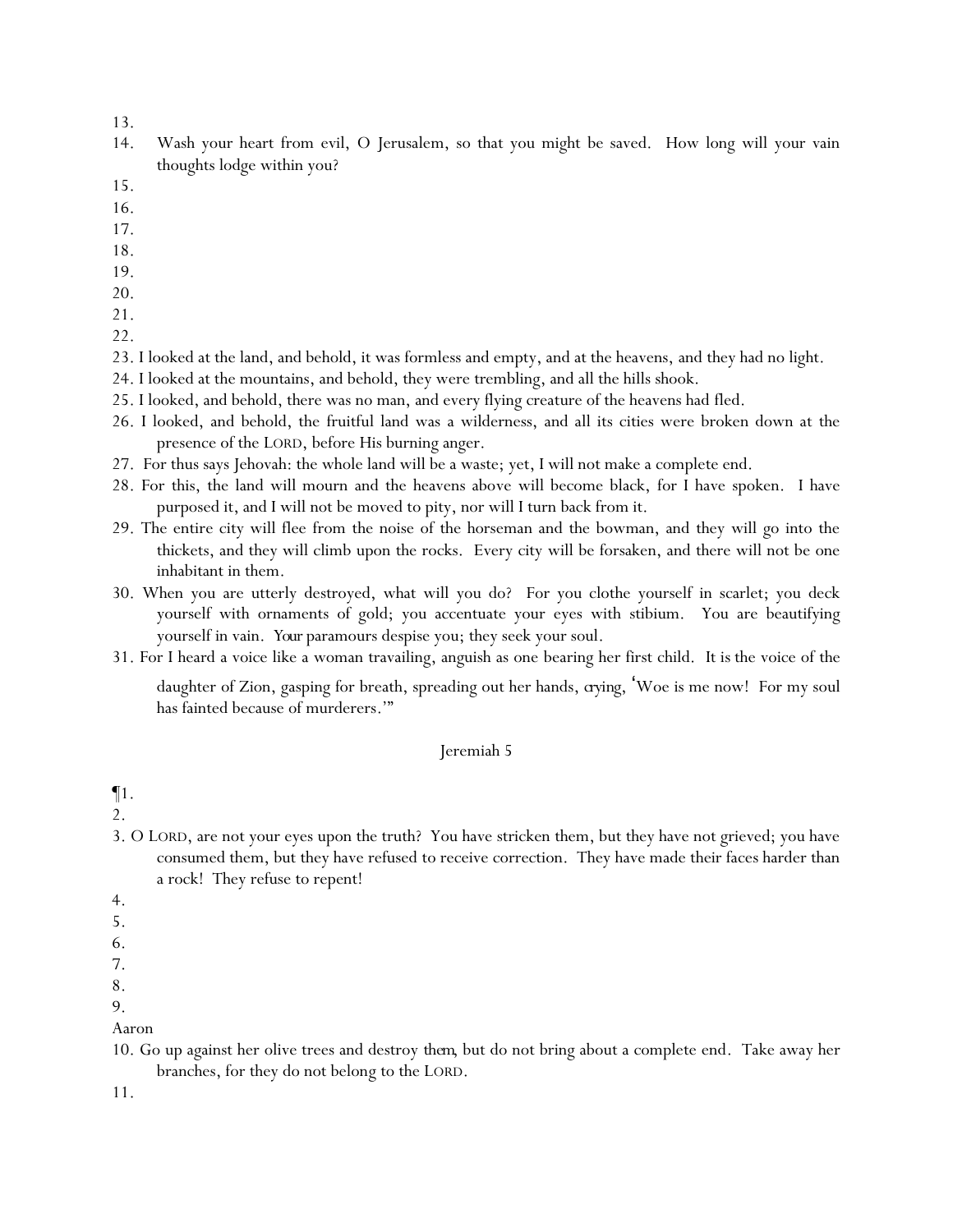13.
14. Wash your heart from evil, O Jerusalem, so that you might be saved. How long will your vain thoughts lodge within you?
15.
16.
17.
18.
19.
20.
21.
22.
23. I looked at the land, and behold, it was formless and empty, and at the heavens, and they had no light.
24. I looked at the mountains, and behold, they were trembling, and all the hills shook.
25. I looked, and behold, there was no man, and every flying creature of the heavens had fled.
26. I looked, and behold, the fruitful land was a wilderness, and all its cities were broken down at the presence of the LORD, before His burning anger.
27. For thus says Jehovah: the whole land will be a waste; yet, I will not make a complete end.
28. For this, the land will mourn and the heavens above will become black, for I have spoken. I have purposed it, and I will not be moved to pity, nor will I turn back from it.
29. The entire city will flee from the noise of the horseman and the bowman, and they will go into the thickets, and they will climb upon the rocks. Every city will be forsaken, and there will not be one inhabitant in them.
30. When you are utterly destroyed, what will you do? For you clothe yourself in scarlet; you deck yourself with ornaments of gold; you accentuate your eyes with stibium. You are beautifying yourself in vain. *Your* paramours despise you; they seek your soul.
31. For I heard a voice like a woman travailing, anguish as one bearing her first child. It is the voice of the daughter of Zion, gasping for breath, spreading out her hands, *crying*, 'Woe is me now! For my soul has fainted because of murderers.'"

## Jeremiah 5

¶1.
2.
3. O LORD, are not your eyes upon the truth? You have stricken them, but they have not grieved; you have consumed them, but they have refused to receive correction. They have made their faces harder than a rock! They refuse to repent!
4.
5.
6.
7.
8.
9.

Aaron

10. Go up against her olive trees and destroy *them*, but do not bring about a complete end. Take away her branches, for they do not belong to the LORD.
11.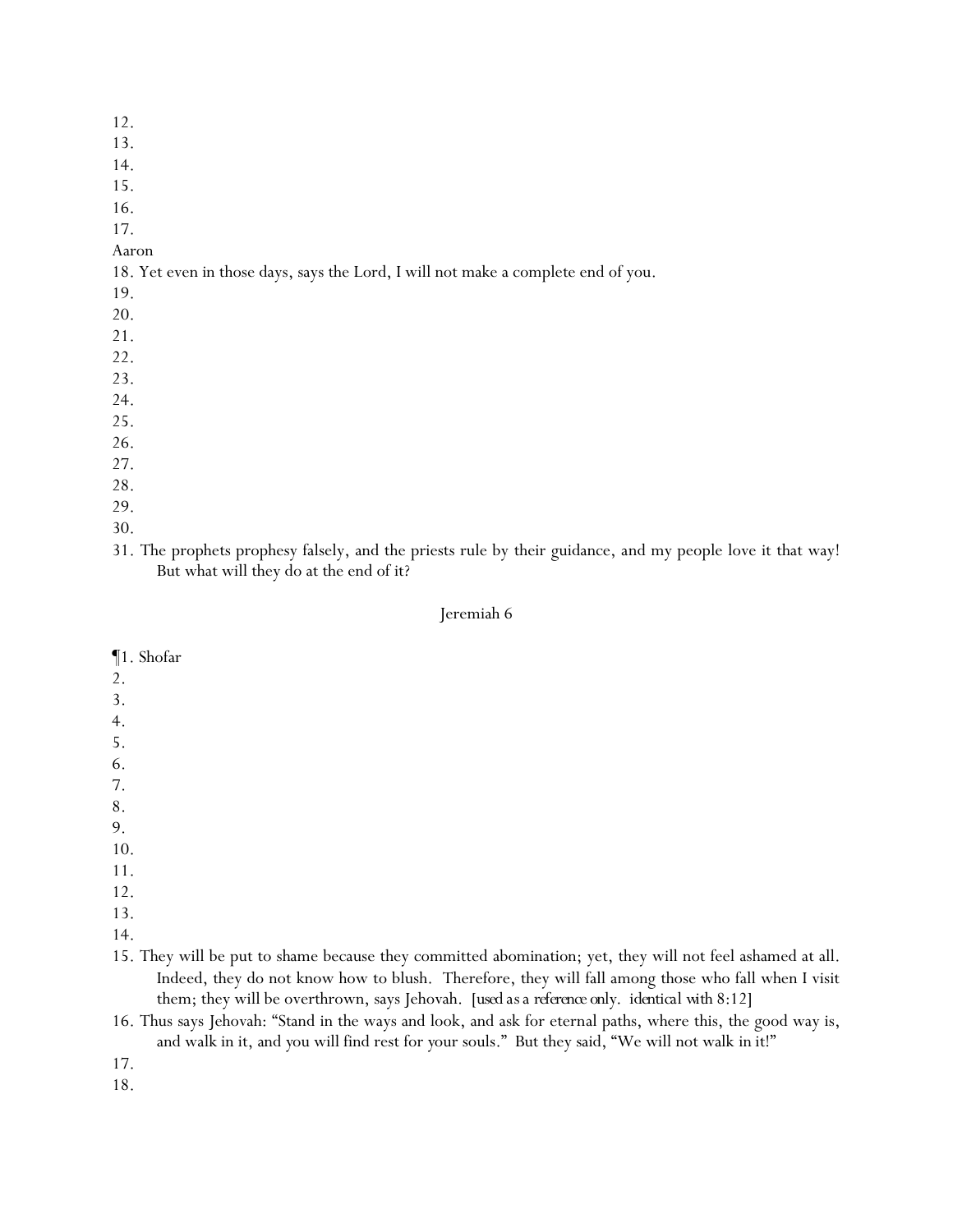12.
13.
14.
15.
16.
17.
Aaron
18. Yet even in those days, says the Lord, I will not make a complete end of you.
19.
20.
21.
22.
23.
24.
25.
26.
27.
28.
29.
30.
31. The prophets prophesy falsely, and the priests rule by their guidance, and my people love it that way! But what will they do at the end of it?

Jeremiah 6

¶1. Shofar
2.
3.
4.
5.
6.
7.
8.
9.
10.
11.
12.
13.
14.
15. They will be put to shame because they committed abomination; yet, they will not feel ashamed at all. Indeed, they do not know how to blush. Therefore, they will fall among those who fall when I visit them; they will be overthrown, says Jehovah. [used as a reference only. identical with 8:12]
16. Thus says Jehovah: "Stand in the ways and look, and ask for eternal paths, where this, the good way is, and walk in it, and you will find rest for your souls." But they said, "We will not walk in it!"
17.
18.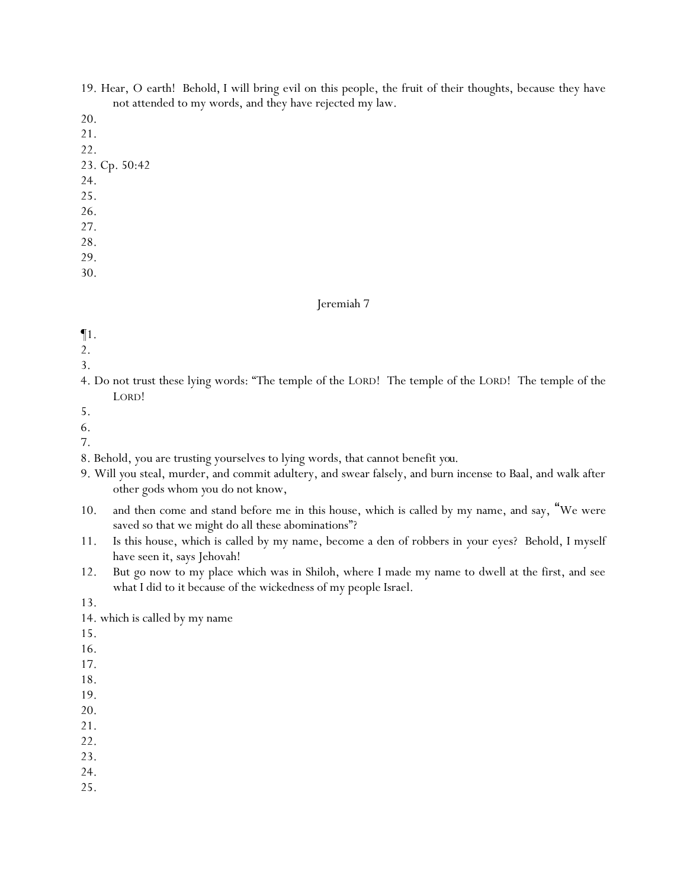19. Hear, O earth!  Behold, I will bring evil on this people, the fruit of their thoughts, because they have not attended to my words, and they have rejected my law.

20.

21.

22.

23. Cp. 50:42

24.

25.

26.

27.

28.

29.

30.

## Jeremiah 7

¶1.

2.

3.

4. Do not trust these lying words: "The temple of the LORD!  The temple of the LORD!  The temple of the LORD!

5.

6.

7.

8. Behold, you are trusting yourselves to lying words, that cannot benefit *you*.

9. Will you steal, murder, and commit adultery, and swear falsely, and burn incense to Baal, and walk after other gods whom you do not know,

10. and then come and stand before me in this house, which is called by my name, and say, "We were saved so that we might do all these abominations"?

11. Is this house, which is called by my name, become a den of robbers in your eyes?  Behold, I myself have seen it, says Jehovah!

12. But go now to my place which was in Shiloh, where I made my name to dwell at the first, and see what I did to it because of the wickedness of my people Israel.

13.

14. which is called by my name

15.

16.

17.

18.

19.

20.

21.

22.

23.

24.

25.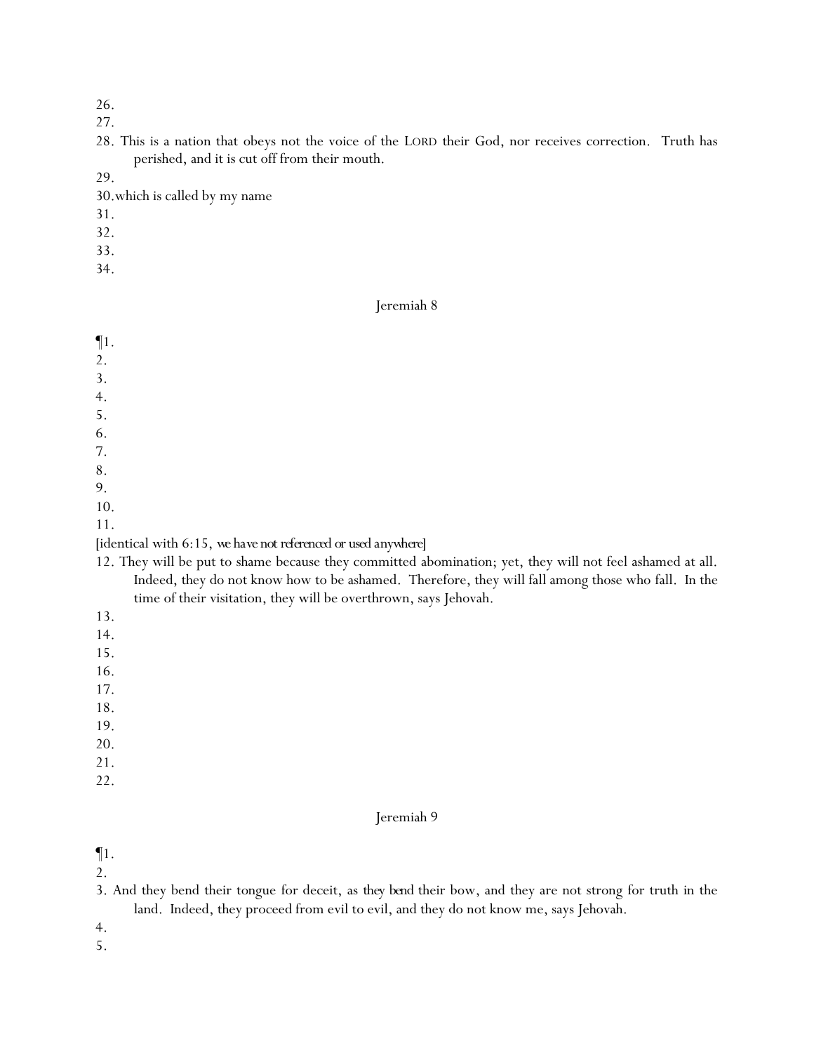26.
27.
28. This is a nation that obeys not the voice of the LORD their God, nor receives correction. Truth has perished, and it is cut off from their mouth.
29.
30.which is called by my name
31.
32.
33.
34.

## Jeremiah 8

¶1.
2.
3.
4.
5.
6.
7.
8.
9.
10.
11.
[identical with 6:15, we have not referenced or used anywhere]
12. They will be put to shame because they committed abomination; yet, they will not feel ashamed at all. Indeed, they do not know how to be ashamed. Therefore, they will fall among those who fall. In the time of their visitation, they will be overthrown, says Jehovah.
13.
14.
15.
16.
17.
18.
19.
20.
21.
22.

## Jeremiah 9

¶1.
2.
3. And they bend their tongue for deceit, as they bend their bow, and they are not strong for truth in the land. Indeed, they proceed from evil to evil, and they do not know me, says Jehovah.
4.
5.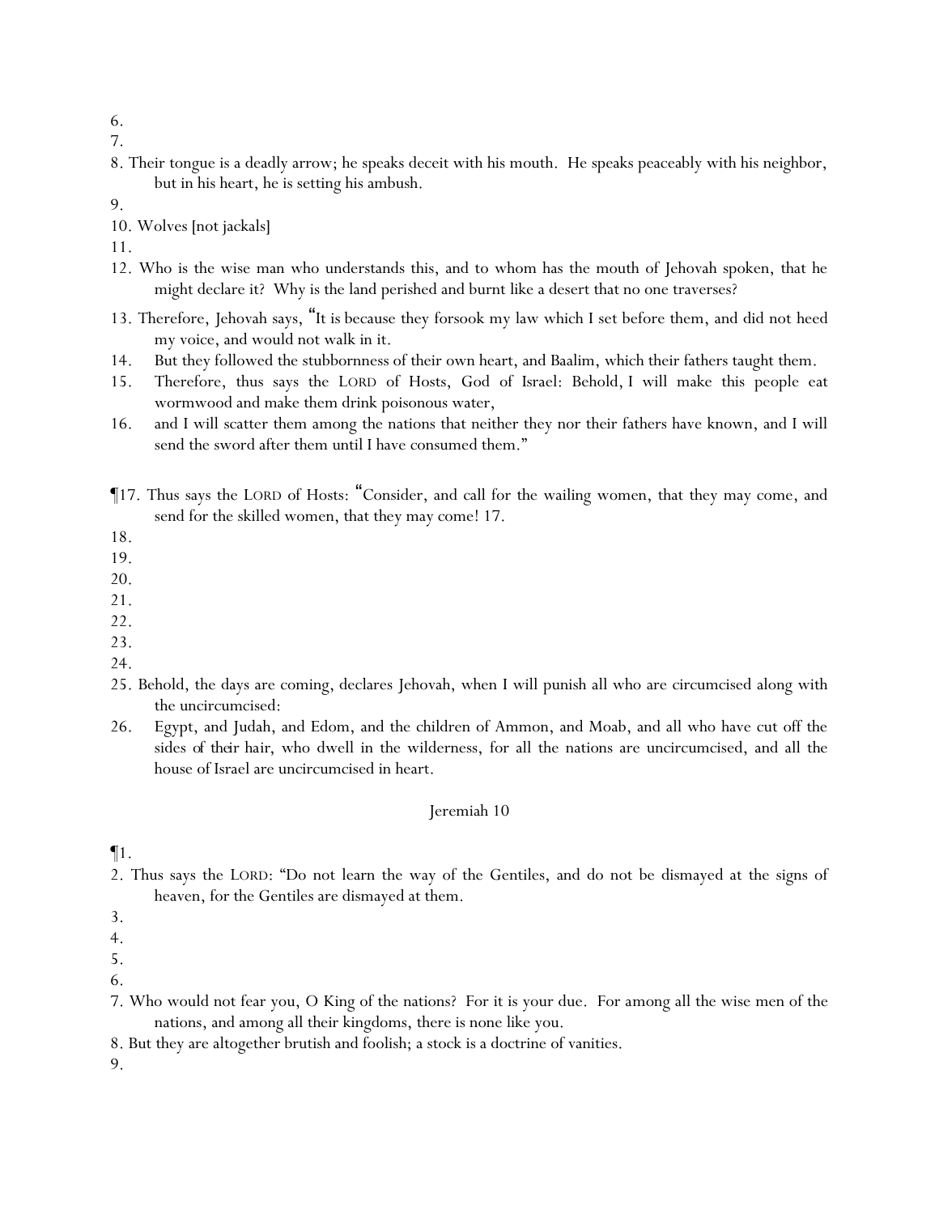6.

7.

8. Their tongue is a deadly arrow; he speaks deceit with his mouth. He speaks peaceably with his neighbor, but in his heart, he is setting his ambush.

9.

10. Wolves [not jackals]

11.

12. Who is the wise man who understands this, and to whom has the mouth of Jehovah spoken, that he might declare it? Why is the land perished and burnt like a desert that no one traverses?

13. Therefore, Jehovah says, "It is because they forsook my law which I set before them, and did not heed my voice, and would not walk in it.

14. But they followed the stubbornness of their own heart, and Baalim, which their fathers taught them.

15. Therefore, thus says the LORD of Hosts, God of Israel: Behold, I will make this people eat wormwood and make them drink poisonous water,

16. and I will scatter them among the nations that neither they nor their fathers have known, and I will send the sword after them until I have consumed them."

¶17. Thus says the LORD of Hosts: "Consider, and call for the wailing women, that they may come, and send for the skilled women, that they may come! 17.

18.

19.

20.

21.

22.

23.

24.

25. Behold, the days are coming, declares Jehovah, when I will punish all who are circumcised along with the uncircumcised:

26. Egypt, and Judah, and Edom, and the children of Ammon, and Moab, and all who have cut off the sides of their hair, who dwell in the wilderness, for all the nations are uncircumcised, and all the house of Israel are uncircumcised in heart.

## Jeremiah 10

¶1.

2. Thus says the LORD: "Do not learn the way of the Gentiles, and do not be dismayed at the signs of heaven, for the Gentiles are dismayed at them.

3.

4.

5.

6.

7. Who would not fear you, O King of the nations? For it is your due. For among all the wise men of the nations, and among all their kingdoms, there is none like you.

8. But they are altogether brutish and foolish; a stock is a doctrine of vanities.

9.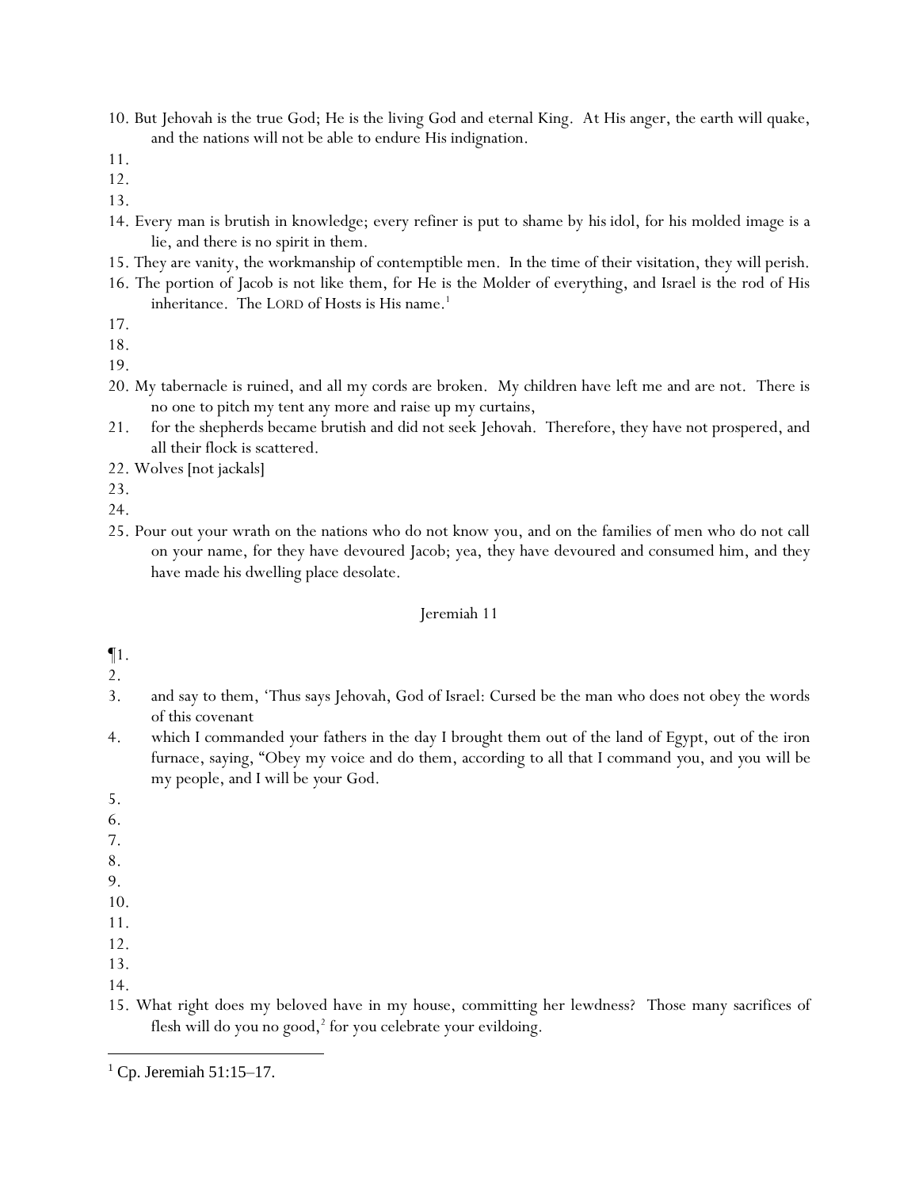10. But Jehovah is the true God; He is the living God and eternal King. At His anger, the earth will quake, and the nations will not be able to endure His indignation.

11.

12.

13.

14. Every man is brutish in knowledge; every refiner is put to shame by his idol, for his molded image is a lie, and there is no spirit in them.

15. They are vanity, the workmanship of contemptible men. In the time of their visitation, they will perish.

16. The portion of Jacob is not like them, for He is the Molder of everything, and Israel is the rod of His inheritance. The LORD of Hosts is His name.[1]

17.

18.

19.

20. My tabernacle is ruined, and all my cords are broken. My children have left me and are not. There is no one to pitch my tent any more and raise up my curtains,

21. for the shepherds became brutish and did not seek Jehovah. Therefore, they have not prospered, and all their flock is scattered.

22. Wolves [not jackals]

23.

24.

25. Pour out your wrath on the nations who do not know you, and on the families of men who do not call on your name, for they have devoured Jacob; yea, they have devoured and consumed him, and they have made his dwelling place desolate.

## Jeremiah 11

¶1.

2.

3. and say to them, 'Thus says Jehovah, God of Israel: Cursed be the man who does not obey the words of this covenant

4. which I commanded your fathers in the day I brought them out of the land of Egypt, out of the iron furnace, saying, "Obey my voice and do them, according to all that I command you, and you will be my people, and I will be your God.

5.

6.

7.

8.

9.

10.

11.

12.

13.

14.

15. What right does my beloved have in my house, committing her lewdness? Those many sacrifices of flesh will do you no good,[2] for you celebrate your evildoing.

---

[1] Cp. Jeremiah 51:15–17.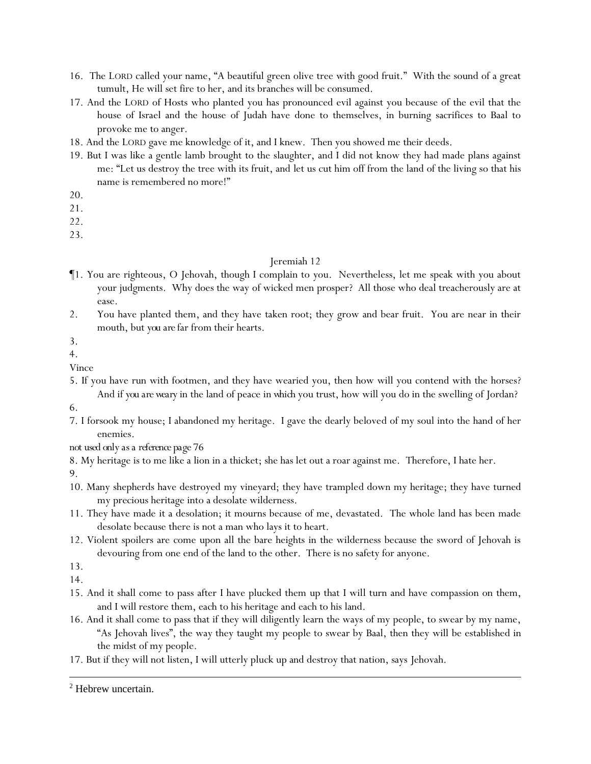16. The LORD called your name, "A beautiful green olive tree with good fruit." With the sound of a great tumult, He will set fire to her, and its branches will be consumed.
17. And the LORD of Hosts who planted you has pronounced evil against you because of the evil that the house of Israel and the house of Judah have done to themselves, in burning sacrifices to Baal to provoke me to anger.
18. And the LORD gave me knowledge of it, and I knew. Then you showed me their deeds.
19. But I was like a gentle lamb brought to the slaughter, and I did not know they had made plans against me: "Let us destroy the tree with its fruit, and let us cut him off from the land of the living so that his name is remembered no more!"
20.
21.
22.
23.

## Jeremiah 12

¶1. You are righteous, O Jehovah, though I complain to you. Nevertheless, let me speak with you about your judgments. Why does the way of wicked men prosper? All those who deal treacherously are at ease.
2. You have planted them, and they have taken root; they grow and bear fruit. You are near in their mouth, but *you are* far from their hearts.
3.
4.

Vince

5. If you have run with footmen, and they have wearied you, then how will you contend with the horses? And if *you are weary* in the land of peace in *which* you trust, how will you do in the swelling of Jordan?
6.
7. I forsook my house; I abandoned my heritage. I gave the dearly beloved of my soul into the hand of her enemies.

*not used only as a reference page 76*

8. My heritage is to me like a lion in a thicket; she has let out a roar against me. Therefore, I hate her.
9.
10. Many shepherds have destroyed my vineyard; they have trampled down my heritage; they have turned my precious heritage into a desolate wilderness.
11. They have made it a desolation; it mourns because of me, devastated. The whole land has been made desolate because there is not a man who lays it to heart.
12. Violent spoilers are come upon all the bare heights in the wilderness because the sword of Jehovah is devouring from one end of the land to the other. There is no safety for anyone.
13.
14.
15. And it shall come to pass after I have plucked them up that I will turn and have compassion on them, and I will restore them, each to his heritage and each to his land.
16. And it shall come to pass that if they will diligently learn the ways of my people, to swear by my name, "As Jehovah lives", the way they taught my people to swear by Baal, then they will be established in the midst of my people.
17. But if they will not listen, I will utterly pluck up and destroy that nation, says Jehovah.

---

[2] Hebrew uncertain.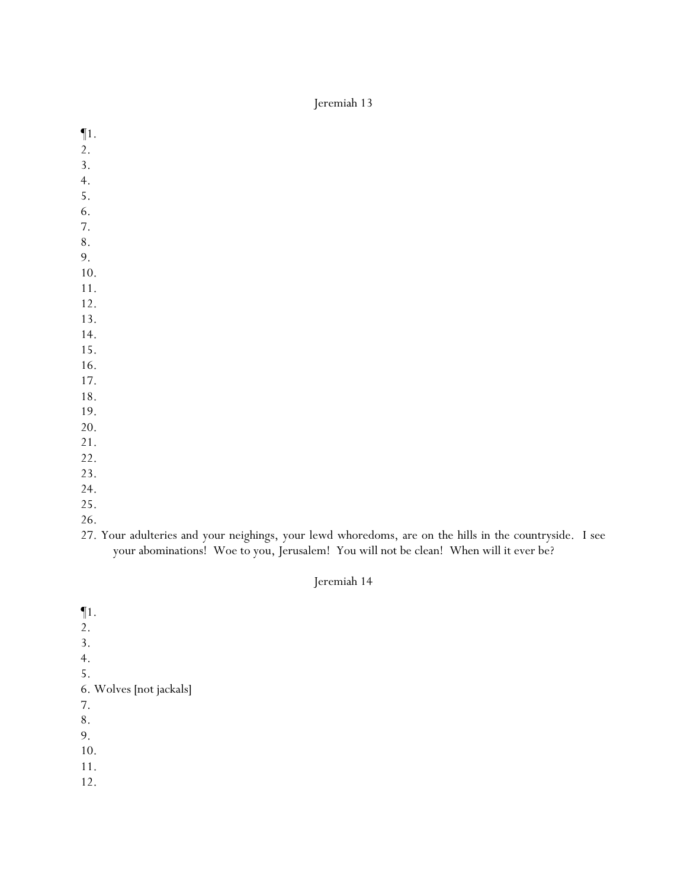Jeremiah 13

¶1.
2.
3.
4.
5.
6.
7.
8.
9.
10.
11.
12.
13.
14.
15.
16.
17.
18.
19.
20.
21.
22.
23.
24.
25.
26.
27. Your adulteries and your neighings, your lewd whoredoms, are on the hills in the countryside. I see your abominations! Woe to you, Jerusalem! You will not be clean! When will it ever be?

Jeremiah 14

¶1.
2.
3.
4.
5.
6. Wolves [not jackals]
7.
8.
9.
10.
11.
12.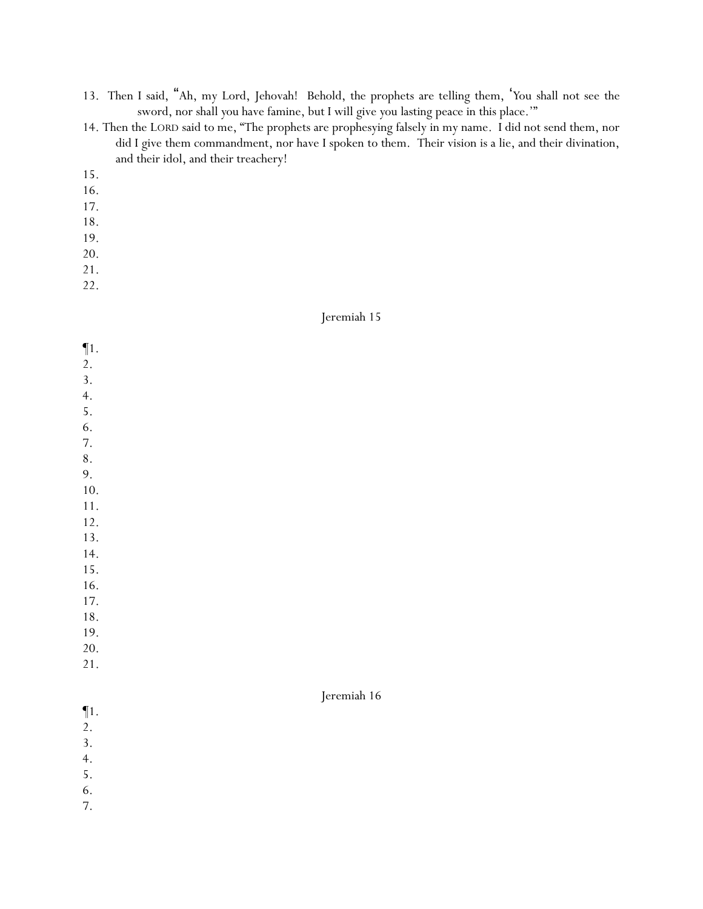13. Then I said, "Ah, my Lord, Jehovah! Behold, the prophets are telling them, 'You shall not see the sword, nor shall you have famine, but I will give you lasting peace in this place.'"

14. Then the LORD said to me, "The prophets are prophesying falsely in my name. I did not send them, nor did I give them commandment, nor have I spoken to them. Their vision is a lie, and their divination, and their idol, and their treachery!

15.

16.

17.

18.

19.

20.

21.

22.

## Jeremiah 15

¶1.

2.

3.

4.

5.

6.

7.

8.

9.

10.

11.

12.

13.

14.

15.

16.

17.

18.

19.

20.

21.

## Jeremiah 16

¶1.

2.

3.

4.

5.

6.

7.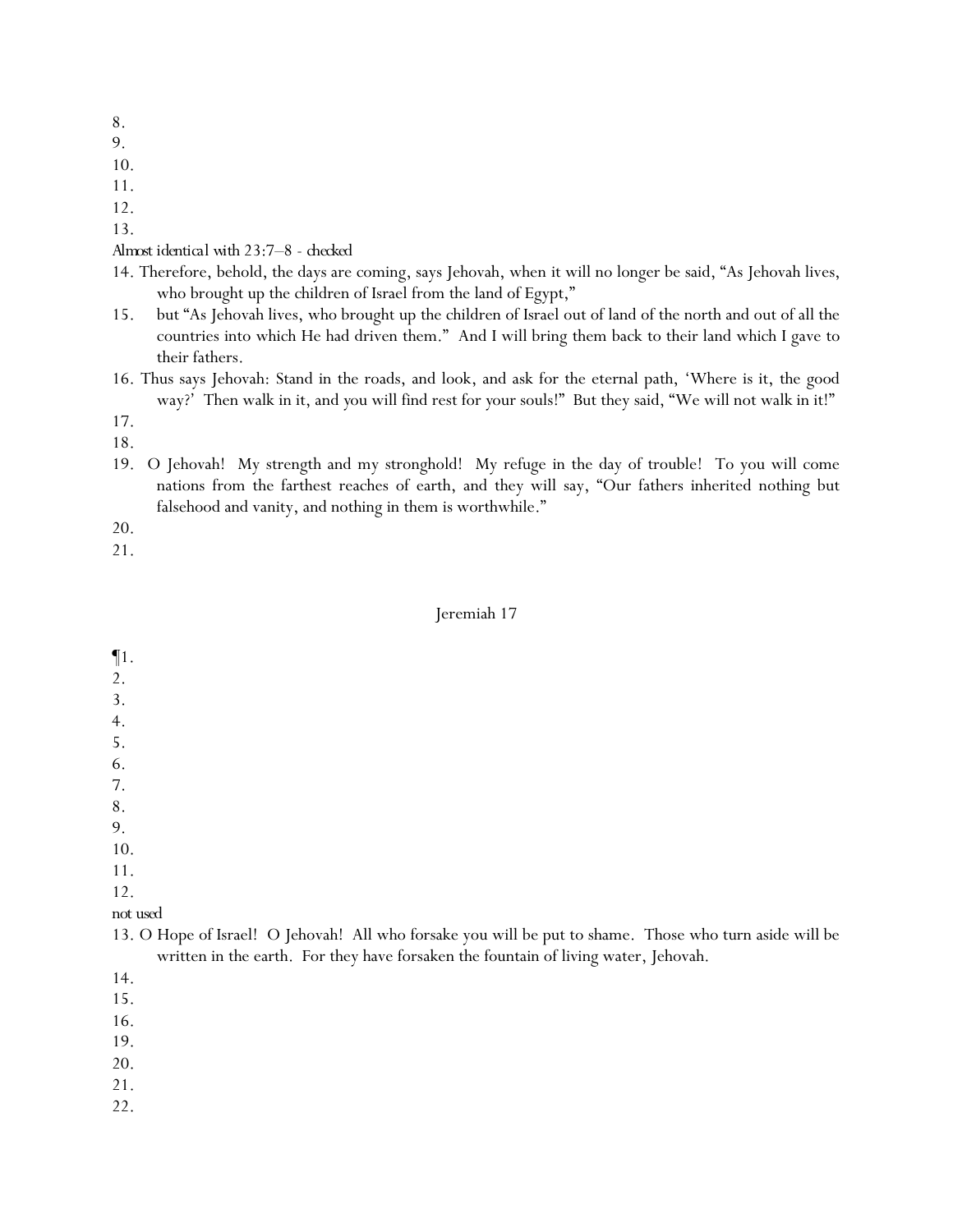8.
9.
10.
11.
12.
13.

Almost identical with 23:7–8 - checked

14. Therefore, behold, the days are coming, says Jehovah, when it will no longer be said, “As Jehovah lives, who brought up the children of Israel from the land of Egypt,”
15. but “As Jehovah lives, who brought up the children of Israel out of land of the north and out of all the countries into which He had driven them.” And I will bring them back to their land which I gave to their fathers.
16. Thus says Jehovah: Stand in the roads, and look, and ask for the eternal path, ‘Where is it, the good way?’ Then walk in it, and you will find rest for your souls!” But they said, “We will not walk in it!”
17.
18.
19. O Jehovah! My strength and my stronghold! My refuge in the day of trouble! To you will come nations from the farthest reaches of earth, and they will say, “Our fathers inherited nothing but falsehood and vanity, and nothing in them is worthwhile.”
20.
21.

Jeremiah 17

¶1.
2.
3.
4.
5.
6.
7.
8.
9.
10.
11.
12.

not used

13. O Hope of Israel! O Jehovah! All who forsake you will be put to shame. Those who turn aside will be written in the earth. For they have forsaken the fountain of living water, Jehovah.
14.
15.
16.
19.
20.
21.
22.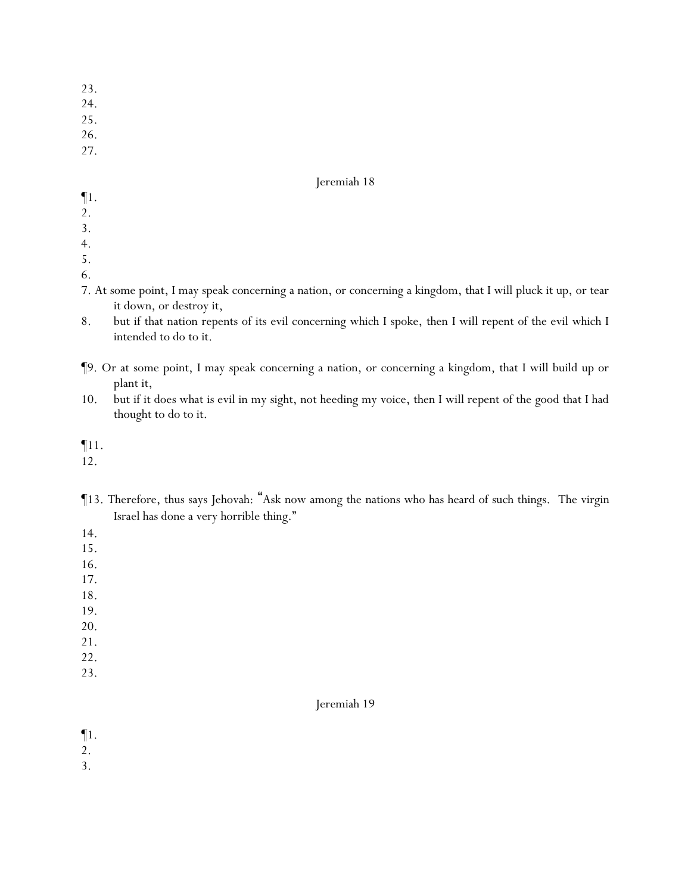23.
24.
25.
26.
27.

## Jeremiah 18

¶1.
2.
3.
4.
5.
6.
7. At some point, I may speak concerning a nation, or concerning a kingdom, that I will pluck it up, or tear it down, or destroy it,
8. but if that nation repents of its evil concerning which I spoke, then I will repent of the evil which I intended to do to it.

¶9. Or at some point, I may speak concerning a nation, or concerning a kingdom, that I will build up or plant it,
10. but if it does what is evil in my sight, not heeding my voice, then I will repent of the good that I had thought to do to it.

¶11.
12.

¶13. Therefore, thus says Jehovah: "Ask now among the nations who has heard of such things. The virgin Israel has done a very horrible thing."
14.
15.
16.
17.
18.
19.
20.
21.
22.
23.

## Jeremiah 19

¶1.
2.
3.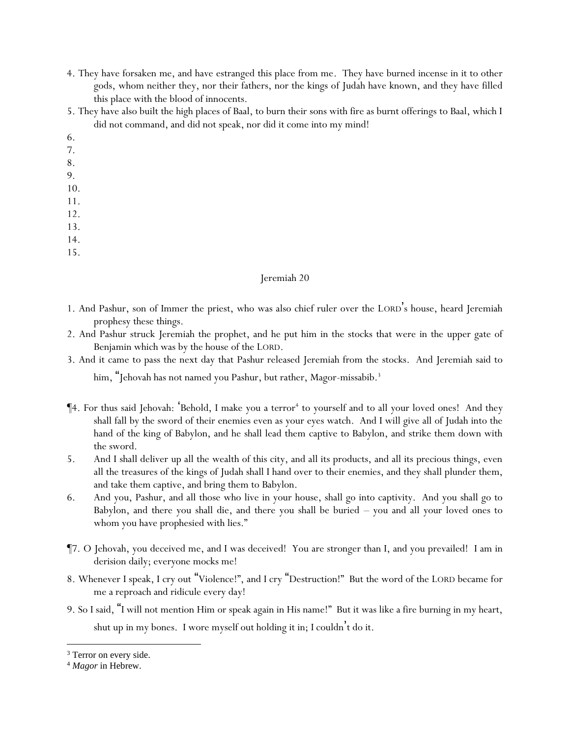4. They have forsaken me, and have estranged this place from me. They have burned incense in it to other gods, whom neither they, nor their fathers, nor the kings of Judah have known, and they have filled this place with the blood of innocents.

5. They have also built the high places of Baal, to burn their sons with fire as burnt offerings to Baal, which I did not command, and did not speak, nor did it come into my mind!

6.

7.

8.

9.

10.

11.

12.

13.

14.

15.

## Jeremiah 20

1. And Pashur, son of Immer the priest, who was also chief ruler over the LORD's house, heard Jeremiah prophesy these things.

2. And Pashur struck Jeremiah the prophet, and he put him in the stocks that were in the upper gate of Benjamin which was by the house of the LORD.

3. And it came to pass the next day that Pashur released Jeremiah from the stocks. And Jeremiah said to him, "Jehovah has not named you Pashur, but rather, Magor-missabib.[3]

¶4. For thus said Jehovah: 'Behold, I make you a terror[4] to yourself and to all your loved ones! And they shall fall by the sword of their enemies even as your eyes watch. And I will give all of Judah into the hand of the king of Babylon, and he shall lead them captive to Babylon, and strike them down with the sword.

5. And I shall deliver up all the wealth of this city, and all its products, and all its precious things, even all the treasures of the kings of Judah shall I hand over to their enemies, and they shall plunder them, and take them captive, and bring them to Babylon.

6. And you, Pashur, and all those who live in your house, shall go into captivity. And you shall go to Babylon, and there you shall die, and there you shall be buried – you and all your loved ones to whom you have prophesied with lies."

¶7. O Jehovah, you deceived me, and I was deceived! You are stronger than I, and you prevailed! I am in derision daily; everyone mocks me!

8. Whenever I speak, I cry out "Violence!", and I cry "Destruction!" But the word of the LORD became for me a reproach and ridicule every day!

9. So I said, "I will not mention Him or speak again in His name!" But it was like a fire burning in my heart, shut up in my bones. I wore myself out holding it in; I couldn't do it.

---

[3] Terror on every side.

[4] *Magor* in Hebrew.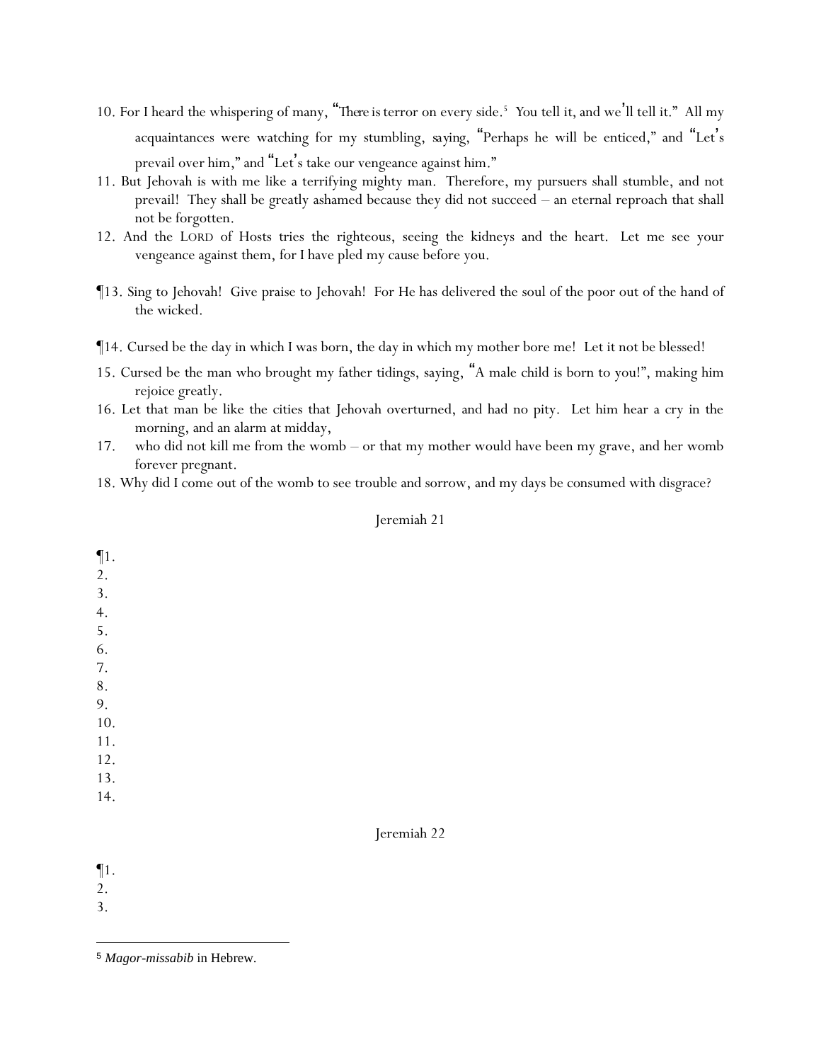10. For I heard the whispering of many, "There is terror on every side.[5] You tell it, and we'll tell it." All my acquaintances were watching for my stumbling, saying, "Perhaps he will be enticed," and "Let's prevail over him," and "Let's take our vengeance against him."

11. But Jehovah is with me like a terrifying mighty man. Therefore, my pursuers shall stumble, and not prevail! They shall be greatly ashamed because they did not succeed – an eternal reproach that shall not be forgotten.

12. And the LORD of Hosts tries the righteous, seeing the kidneys and the heart. Let me see your vengeance against them, for I have pled my cause before you.

¶13. Sing to Jehovah! Give praise to Jehovah! For He has delivered the soul of the poor out of the hand of the wicked.

¶14. Cursed be the day in which I was born, the day in which my mother bore me! Let it not be blessed!

15. Cursed be the man who brought my father tidings, saying, "A male child is born to you!", making him rejoice greatly.

16. Let that man be like the cities that Jehovah overturned, and had no pity. Let him hear a cry in the morning, and an alarm at midday,

17. who did not kill me from the womb – or that my mother would have been my grave, and her womb forever pregnant.

18. Why did I come out of the womb to see trouble and sorrow, and my days be consumed with disgrace?

## Jeremiah 21

¶1.
2.
3.
4.
5.
6.
7.
8.
9.
10.
11.
12.
13.
14.

## Jeremiah 22

¶1.
2.
3.

---

[5] *Magor-missabib* in Hebrew.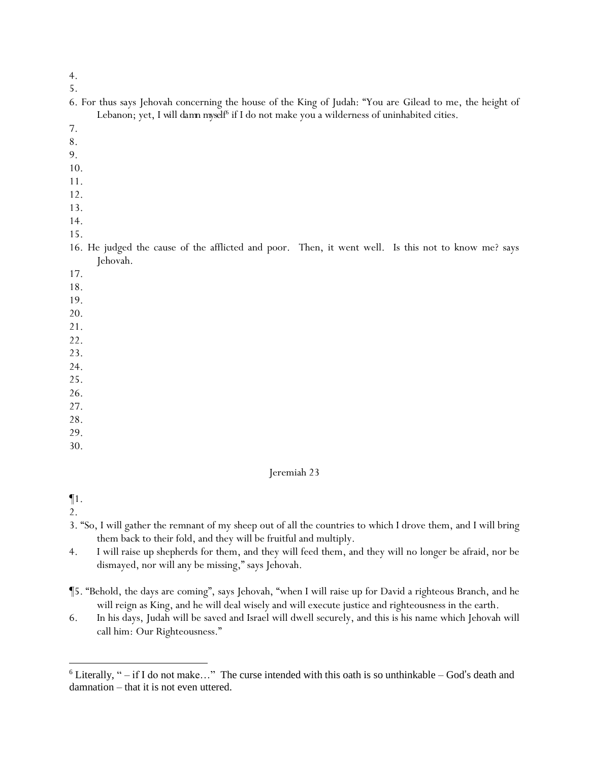4.
5.
6. For thus says Jehovah concerning the house of the King of Judah: "You are Gilead to me, the height of Lebanon; yet, I will *damn myself*[6] if I do not make you a wilderness of uninhabited cities.
7.
8.
9.
10.
11.
12.
13.
14.
15.
16. He judged the cause of the afflicted and poor. Then, it went well. Is this not to know me? says Jehovah.
17.
18.
19.
20.
21.
22.
23.
24.
25.
26.
27.
28.
29.
30.

Jeremiah 23

¶1.
2.
3. "So, I will gather the remnant of my sheep out of all the countries to which I drove them, and I will bring them back to their fold, and they will be fruitful and multiply.
4. I will raise up shepherds for them, and they will feed them, and they will no longer be afraid, nor be dismayed, nor will any be missing," says Jehovah.

¶5. "Behold, the days are coming", says Jehovah, "when I will raise up for David a righteous Branch, and he will reign as King, and he will deal wisely and will execute justice and righteousness in the earth.
6. In his days, Judah will be saved and Israel will dwell securely, and this is his name which Jehovah will call him: Our Righteousness."

---

[6] Literally, " – if I do not make…" The curse intended with this oath is so unthinkable – God's death and damnation – that it is not even uttered.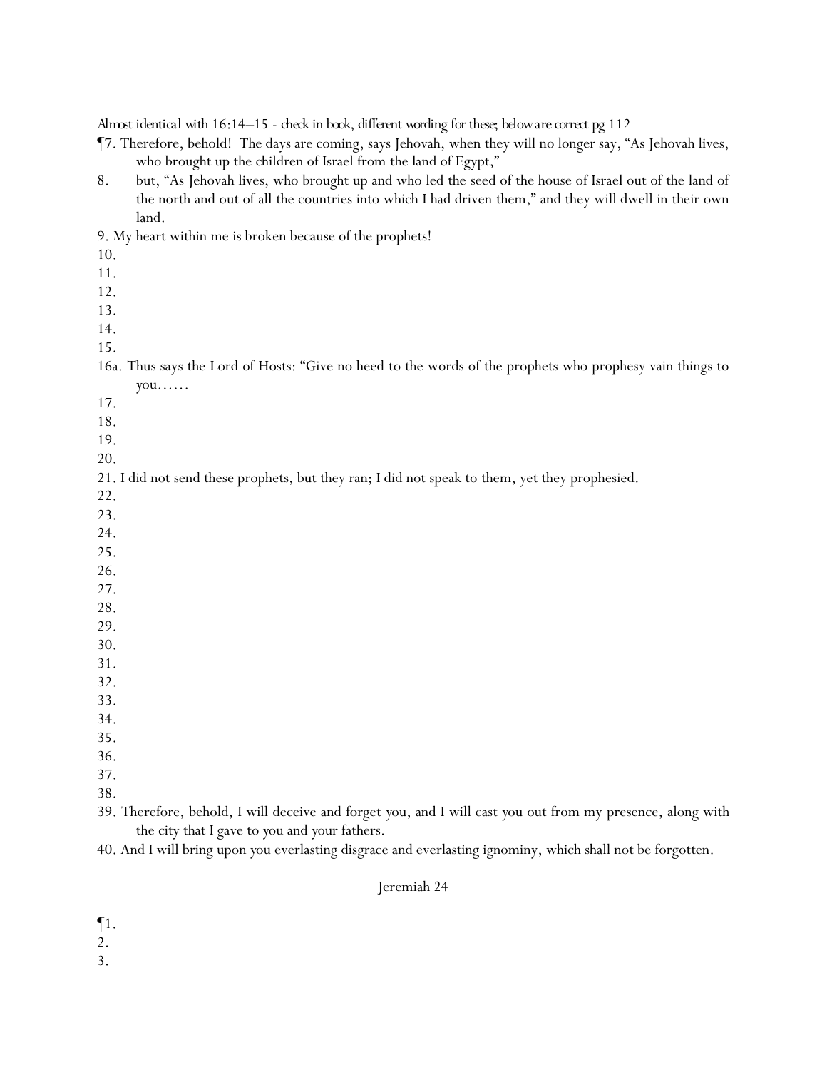Almost identical with 16:14–15 - check in book, different wording for these; below are correct pg 112

¶7. Therefore, behold! The days are coming, says Jehovah, when they will no longer say, "As Jehovah lives, who brought up the children of Israel from the land of Egypt,"

8. but, "As Jehovah lives, who brought up and who led the seed of the house of Israel out of the land of the north and out of all the countries into which I had driven them," and they will dwell in their own land.

9. My heart within me is broken because of the prophets!

10.

11.

12.

13.

14.

15.

16a. Thus says the Lord of Hosts: "Give no heed to the words of the prophets who prophesy vain things to you……

17.

18.

19.

20.

21. I did not send these prophets, but they ran; I did not speak to them, yet they prophesied.

22.

23.

24.

25.

26.

27.

28.

29.

30.

31.

32.

33.

34.

35.

36.

37.

38.

39. Therefore, behold, I will deceive and forget you, and I will cast you out from my presence, along with the city that I gave to you and your fathers.

40. And I will bring upon you everlasting disgrace and everlasting ignominy, which shall not be forgotten.

## Jeremiah 24

¶1.

2.

3.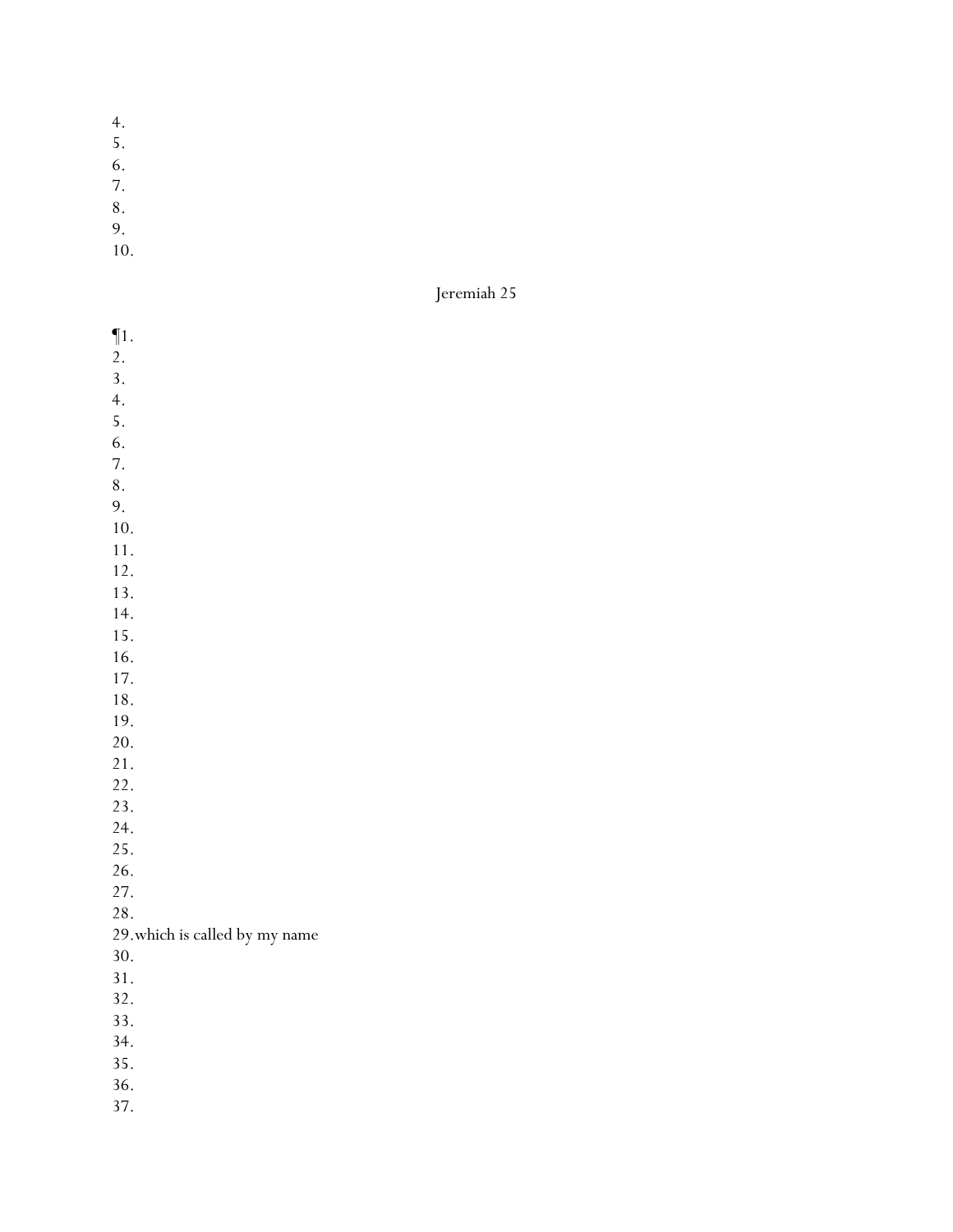4.
5.
6.
7.
8.
9.
10.

Jeremiah 25

¶1.
2.
3.
4.
5.
6.
7.
8.
9.
10.
11.
12.
13.
14.
15.
16.
17.
18.
19.
20.
21.
22.
23.
24.
25.
26.
27.
28.
29.which is called by my name
30.
31.
32.
33.
34.
35.
36.
37.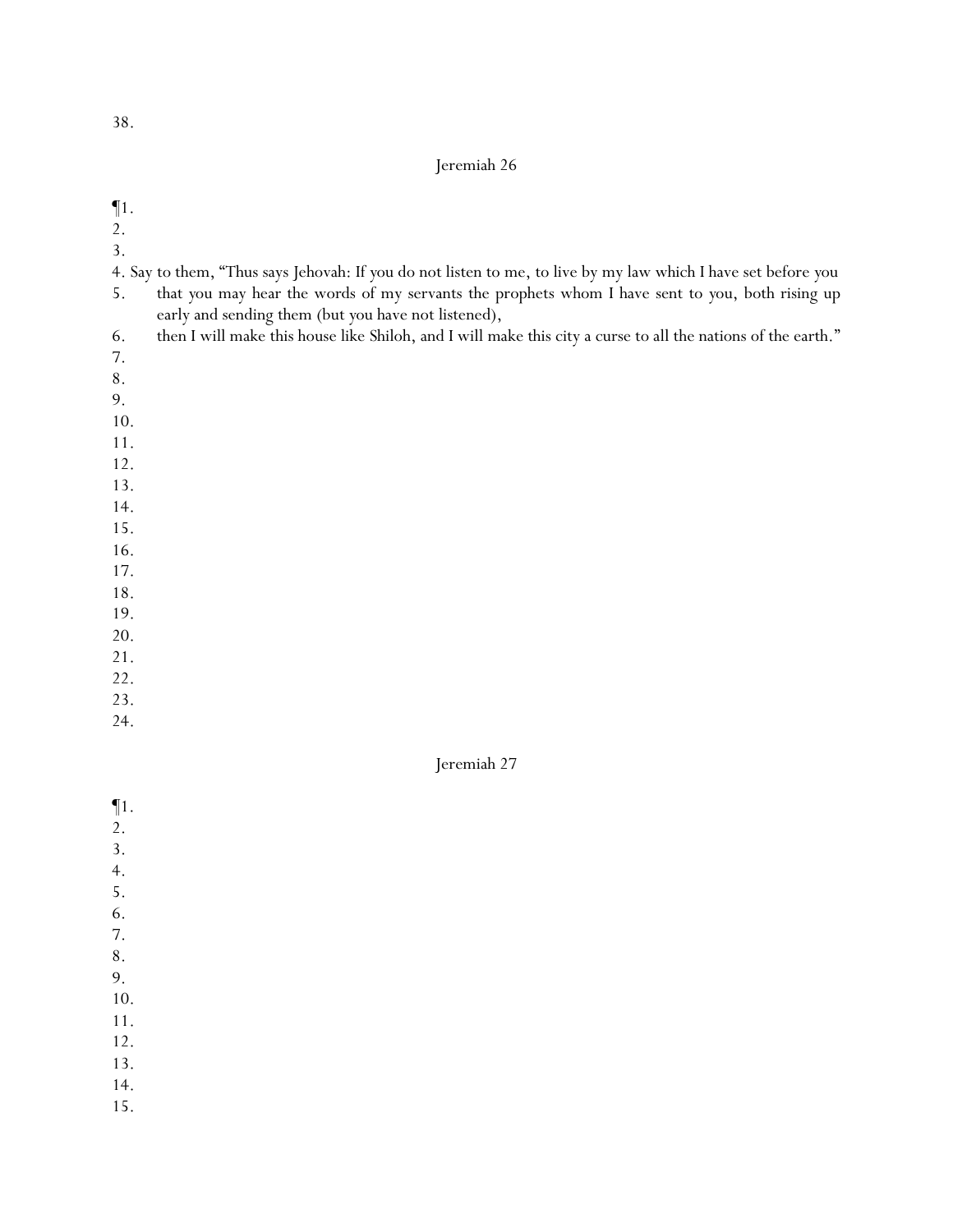38.

## Jeremiah 26

¶1.
2.
3.
4. Say to them, "Thus says Jehovah: If you do not listen to me, to live by my law which I have set before you
5. that you may hear the words of my servants the prophets whom I have sent to you, both rising up early and sending them (but you have not listened),
6. then I will make this house like Shiloh, and I will make this city a curse to all the nations of the earth."
7.
8.
9.
10.
11.
12.
13.
14.
15.
16.
17.
18.
19.
20.
21.
22.
23.
24.

## Jeremiah 27

¶1.
2.
3.
4.
5.
6.
7.
8.
9.
10.
11.
12.
13.
14.
15.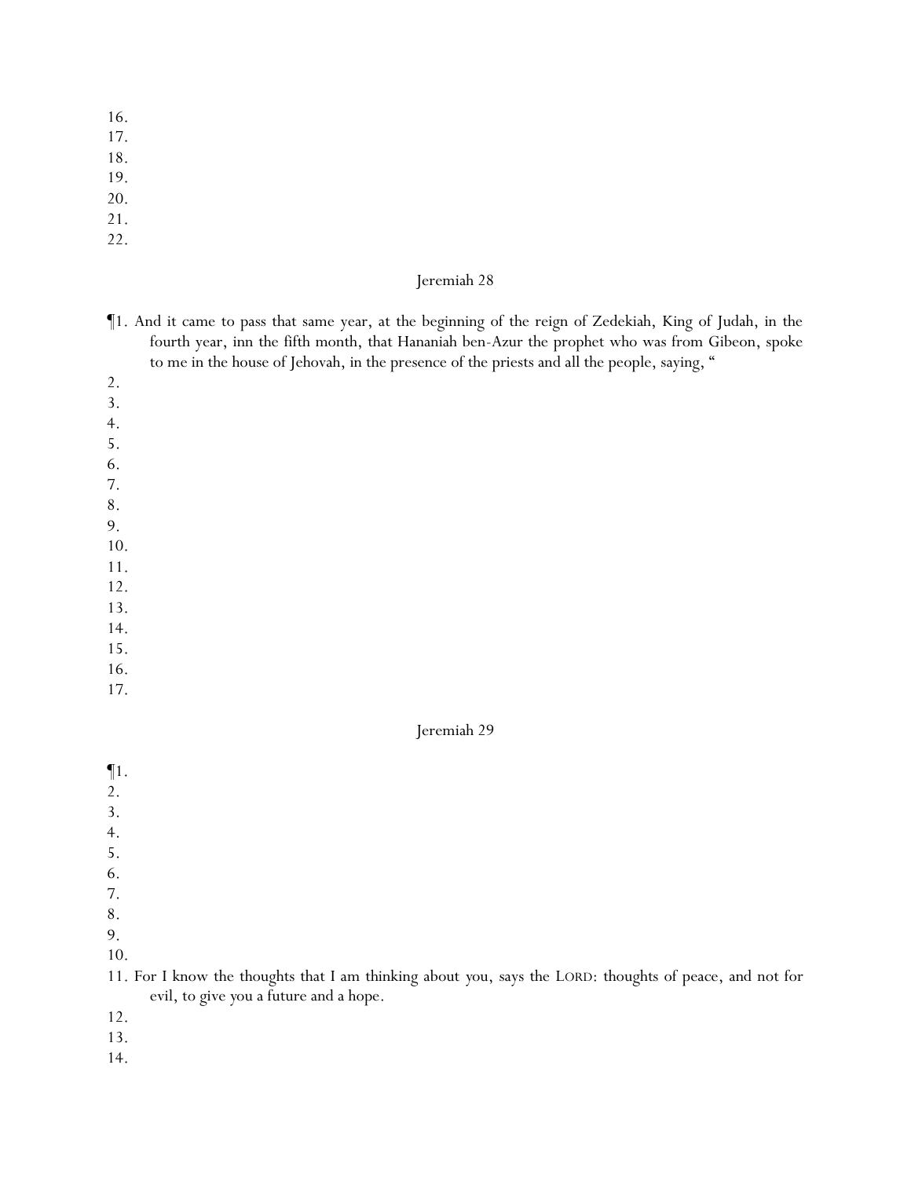16.
17.
18.
19.
20.
21.
22.

## Jeremiah 28

¶1. And it came to pass that same year, at the beginning of the reign of Zedekiah, King of Judah, in the fourth year, inn the fifth month, that Hananiah ben-Azur the prophet who was from Gibeon, spoke to me in the house of Jehovah, in the presence of the priests and all the people, saying, "

2.
3.
4.
5.
6.
7.
8.
9.
10.
11.
12.
13.
14.
15.
16.
17.

## Jeremiah 29

¶1.
2.
3.
4.
5.
6.
7.
8.
9.
10.
11. For I know the thoughts that I am thinking about you, says the LORD: thoughts of peace, and not for evil, to give you a future and a hope.
12.
13.
14.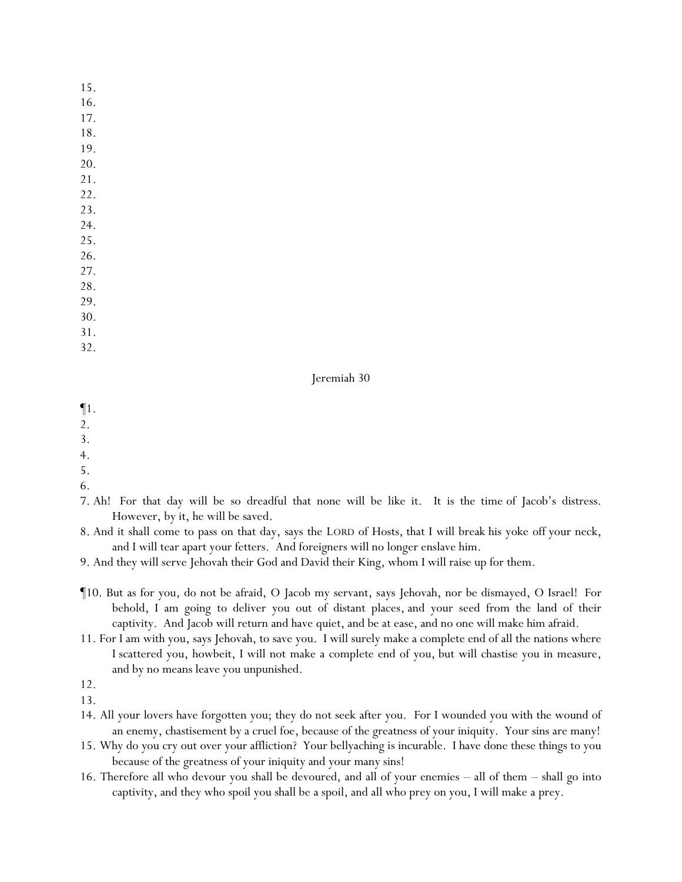15.
16.
17.
18.
19.
20.
21.
22.
23.
24.
25.
26.
27.
28.
29.
30.
31.
32.

## Jeremiah 30

¶1.
2.
3.
4.
5.
6.
7. Ah! For that day will be so dreadful that none will be like it. It is the time of Jacob's distress. However, by it, he will be saved.
8. And it shall come to pass on that day, says the LORD of Hosts, that I will break his yoke off your neck, and I will tear apart your fetters. And foreigners will no longer enslave him.
9. And they will serve Jehovah their God and David their King, whom I will raise up for them.

¶10. But as for you, do not be afraid, O Jacob my servant, says Jehovah, nor be dismayed, O Israel! For behold, I am going to deliver you out of distant places, and your seed from the land of their captivity. And Jacob will return and have quiet, and be at ease, and no one will make him afraid.
11. For I am with you, says Jehovah, to save you. I will surely make a complete end of all the nations where I scattered you, howbeit, I will not make a complete end of you, but will chastise you in measure, and by no means leave you unpunished.
12.
13.
14. All your lovers have forgotten you; they do not seek after you. For I wounded you with the wound of an enemy, chastisement by a cruel foe, because of the greatness of your iniquity. Your sins are many!
15. Why do you cry out over your affliction? Your bellyaching is incurable. I have done these things to you because of the greatness of your iniquity and your many sins!
16. Therefore all who devour you shall be devoured, and all of your enemies – all of them – shall go into captivity, and they who spoil you shall be a spoil, and all who prey on you, I will make a prey.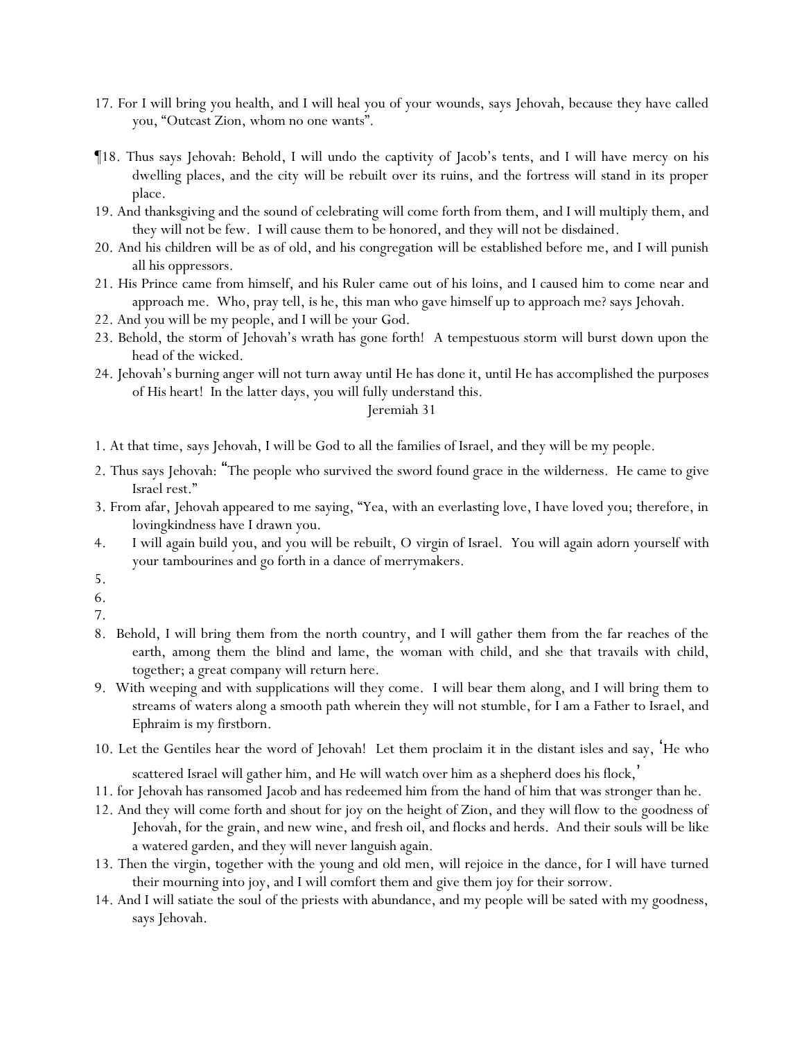17. For I will bring you health, and I will heal you of your wounds, says Jehovah, because they have called you, "Outcast Zion, whom no one wants".

¶18. Thus says Jehovah: Behold, I will undo the captivity of Jacob's tents, and I will have mercy on his dwelling places, and the city will be rebuilt over its ruins, and the fortress will stand in its proper place.

19. And thanksgiving and the sound of celebrating will come forth from them, and I will multiply them, and they will not be few. I will cause them to be honored, and they will not be disdained.

20. And his children will be as of old, and his congregation will be established before me, and I will punish all his oppressors.

21. His Prince came from himself, and his Ruler came out of his loins, and I caused him to come near and approach me. Who, pray tell, is he, this man who gave himself up to approach me? says Jehovah.

22. And you will be my people, and I will be your God.

23. Behold, the storm of Jehovah's wrath has gone forth! A tempestuous storm will burst down upon the head of the wicked.

24. Jehovah's burning anger will not turn away until He has done it, until He has accomplished the purposes of His heart! In the latter days, you will fully understand this.

## Jeremiah 31

1. At that time, says Jehovah, I will be God to all the families of Israel, and they will be my people.

2. Thus says Jehovah: "The people who survived the sword found grace in the wilderness. He came to give Israel rest."

3. From afar, Jehovah appeared to me saying, "Yea, with an everlasting love, I have loved you; therefore, in lovingkindness have I drawn you.

4. I will again build you, and you will be rebuilt, O virgin of Israel. You will again adorn yourself with your tambourines and go forth in a dance of merrymakers.

5.

6.

7.

8. Behold, I will bring them from the north country, and I will gather them from the far reaches of the earth, among them the blind and lame, the woman with child, and she that travails with child, together; a great company will return here.

9. With weeping and with supplications will they come. I will bear them along, and I will bring them to streams of waters along a smooth path wherein they will not stumble, for I am a Father to Israel, and Ephraim is my firstborn.

10. Let the Gentiles hear the word of Jehovah! Let them proclaim it in the distant isles and say, 'He who scattered Israel will gather him, and He will watch over him as a shepherd does his flock,'

11. for Jehovah has ransomed Jacob and has redeemed him from the hand of him that was stronger than he.

12. And they will come forth and shout for joy on the height of Zion, and they will flow to the goodness of Jehovah, for the grain, and new wine, and fresh oil, and flocks and herds. And their souls will be like a watered garden, and they will never languish again.

13. Then the virgin, together with the young and old men, will rejoice in the dance, for I will have turned their mourning into joy, and I will comfort them and give them joy for their sorrow.

14. And I will satiate the soul of the priests with abundance, and my people will be sated with my goodness, says Jehovah.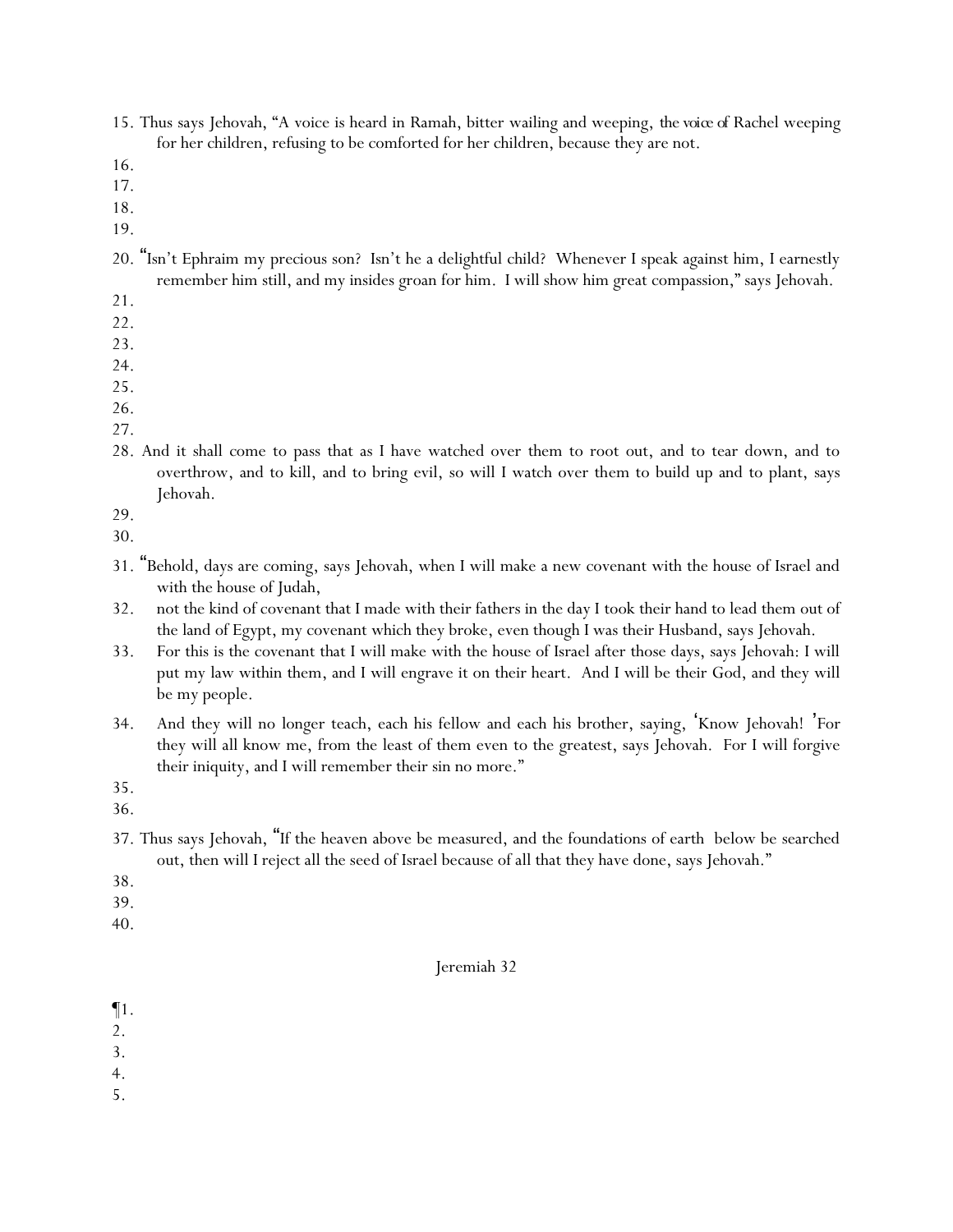15. Thus says Jehovah, "A voice is heard in Ramah, bitter wailing and weeping, the voice of Rachel weeping for her children, refusing to be comforted for her children, because they are not.
16.
17.
18.
19.
20. "Isn't Ephraim my precious son? Isn't he a delightful child? Whenever I speak against him, I earnestly remember him still, and my insides groan for him. I will show him great compassion," says Jehovah.
21.
22.
23.
24.
25.
26.
27.
28. And it shall come to pass that as I have watched over them to root out, and to tear down, and to overthrow, and to kill, and to bring evil, so will I watch over them to build up and to plant, says Jehovah.
29.
30.
31. "Behold, days are coming, says Jehovah, when I will make a new covenant with the house of Israel and with the house of Judah,
32. not the kind of covenant that I made with their fathers in the day I took their hand to lead them out of the land of Egypt, my covenant which they broke, even though I was their Husband, says Jehovah.
33. For this is the covenant that I will make with the house of Israel after those days, says Jehovah: I will put my law within them, and I will engrave it on their heart. And I will be their God, and they will be my people.
34. And they will no longer teach, each his fellow and each his brother, saying, 'Know Jehovah!' For they will all know me, from the least of them even to the greatest, says Jehovah. For I will forgive their iniquity, and I will remember their sin no more."
35.
36.
37. Thus says Jehovah, "If the heaven above be measured, and the foundations of earth below be searched out, then will I reject all the seed of Israel because of all that they have done, says Jehovah."
38.
39.
40.

## Jeremiah 32

¶1.
2.
3.
4.
5.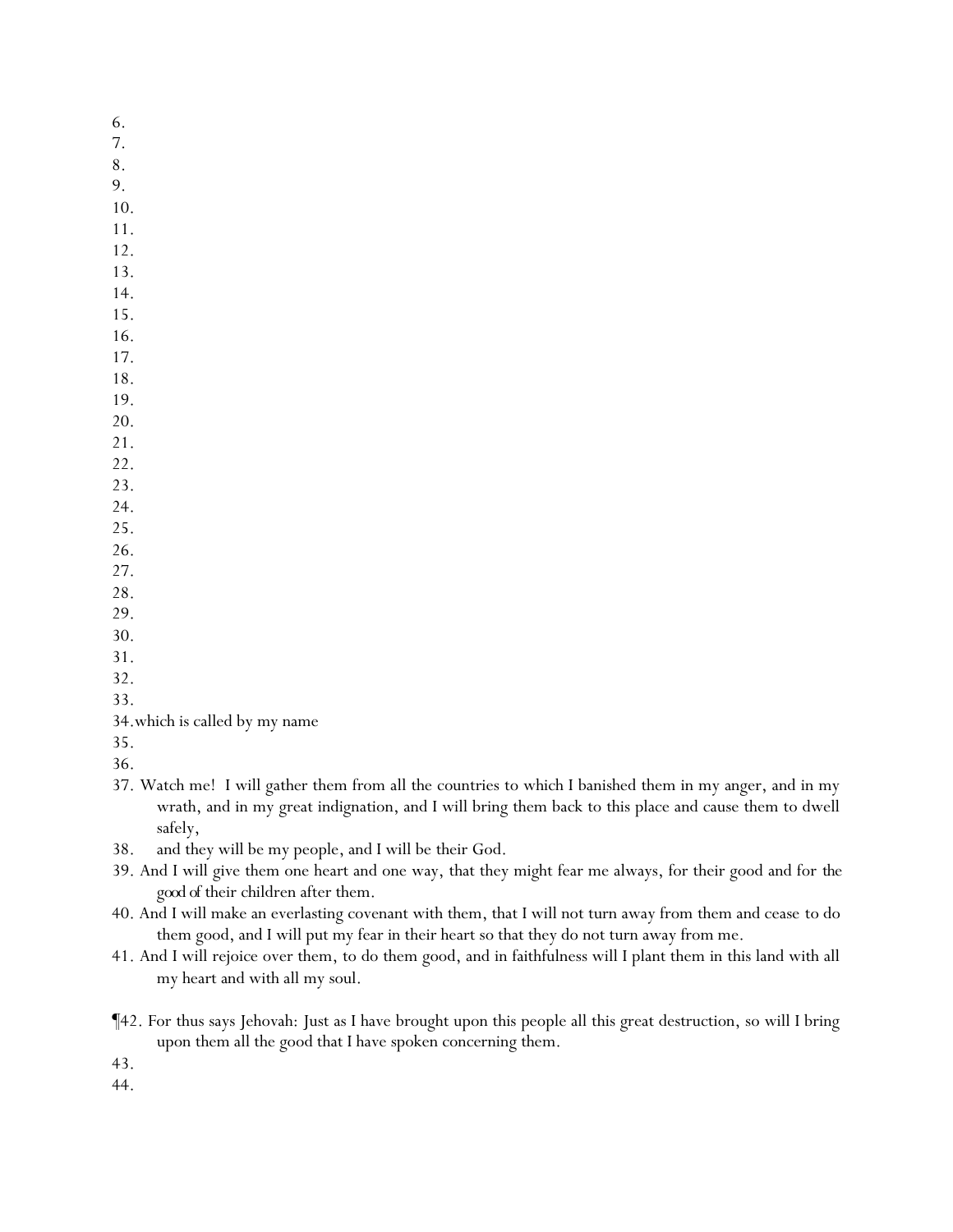6.
7.
8.
9.
10.
11.
12.
13.
14.
15.
16.
17.
18.
19.
20.
21.
22.
23.
24.
25.
26.
27.
28.
29.
30.
31.
32.
33.
34. which is called by my name
35.
36.
37. Watch me! I will gather them from all the countries to which I banished them in my anger, and in my wrath, and in my great indignation, and I will bring them back to this place and cause them to dwell safely,
38. and they will be my people, and I will be their God.
39. And I will give them one heart and one way, that they might fear me always, for their good and for the good of their children after them.
40. And I will make an everlasting covenant with them, that I will not turn away from them and cease to do them good, and I will put my fear in their heart so that they do not turn away from me.
41. And I will rejoice over them, to do them good, and in faithfulness will I plant them in this land with all my heart and with all my soul.

¶42. For thus says Jehovah: Just as I have brought upon this people all this great destruction, so will I bring upon them all the good that I have spoken concerning them.
43.
44.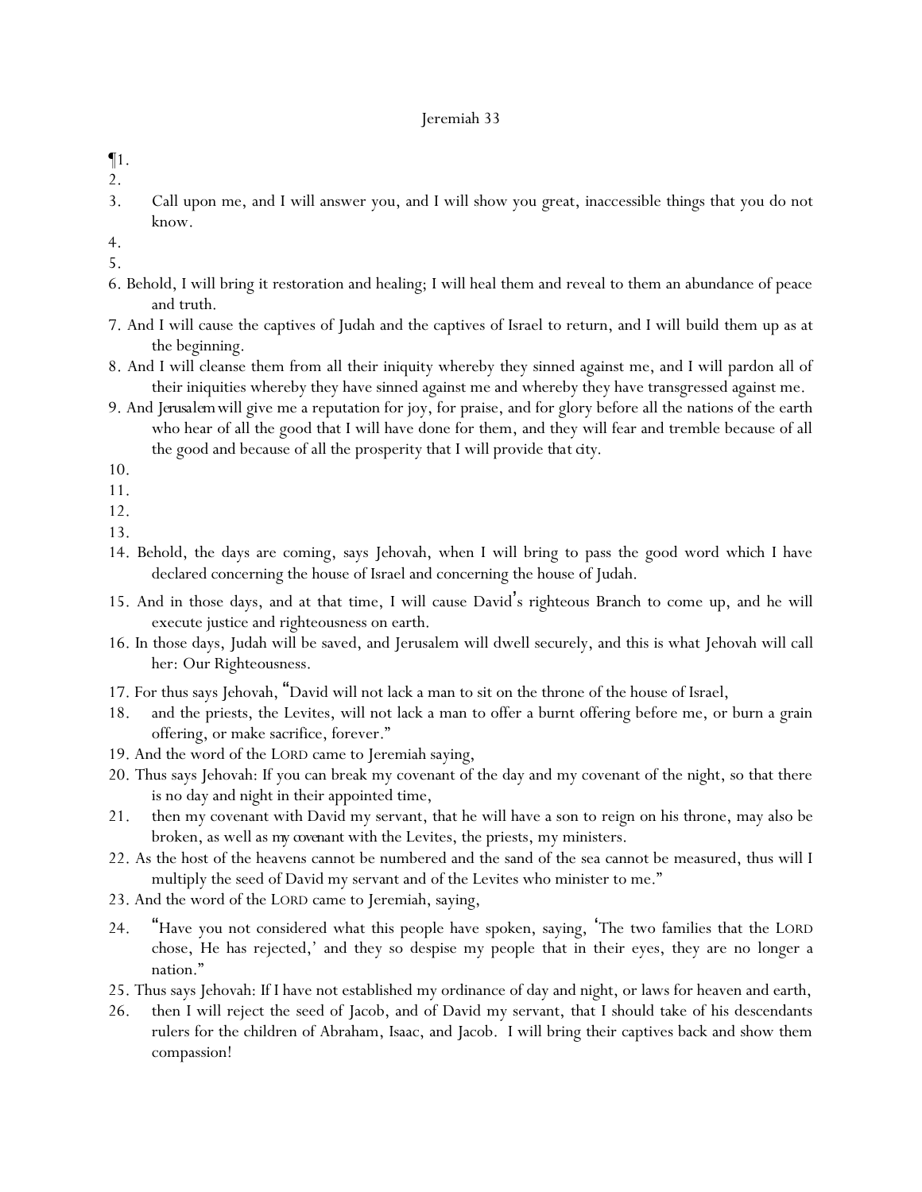# Jeremiah 33

¶1.

2.

3. Call upon me, and I will answer you, and I will show you great, inaccessible things that you do not know.

4.

5.

6. Behold, I will bring it restoration and healing; I will heal them and reveal to them an abundance of peace and truth.

7. And I will cause the captives of Judah and the captives of Israel to return, and I will build them up as at the beginning.

8. And I will cleanse them from all their iniquity whereby they sinned against me, and I will pardon all of their iniquities whereby they have sinned against me and whereby they have transgressed against me.

9. And *Jerusalem* will give me a reputation for joy, for praise, and for glory before all the nations of the earth who hear of all the good that I will have done for them, and they will fear and tremble because of all the good and because of all the prosperity that I will provide *that city*.

10.

11.

12.

13.

14. Behold, the days are coming, says Jehovah, when I will bring to pass the good word which I have declared concerning the house of Israel and concerning the house of Judah.

15. And in those days, and at that time, I will cause David's righteous Branch to come up, and he will execute justice and righteousness on earth.

16. In those days, Judah will be saved, and Jerusalem will dwell securely, and this is what Jehovah will call her: Our Righteousness.

17. For thus says Jehovah, "David will not lack a man to sit on the throne of the house of Israel,

18. and the priests, the Levites, will not lack a man to offer a burnt offering before me, or burn a grain offering, or make sacrifice, forever."

19. And the word of the LORD came to Jeremiah saying,

20. Thus says Jehovah: If you can break my covenant of the day and my covenant of the night, so that there is no day and night in their appointed time,

21. then my covenant with David my servant, that he will have a son to reign on his throne, may also be broken, as well as *my covenant* with the Levites, the priests, my ministers.

22. As the host of the heavens cannot be numbered and the sand of the sea cannot be measured, thus will I multiply the seed of David my servant and of the Levites who minister to me."

23. And the word of the LORD came to Jeremiah, saying,

24. "Have you not considered what this people have spoken, saying, 'The two families that the LORD chose, He has rejected,' and they so despise my people that in their eyes, they are no longer a nation."

25. Thus says Jehovah: If I have not established my ordinance of day and night, or laws for heaven and earth,

26. then I will reject the seed of Jacob, and of David my servant, that I should take of his descendants rulers for the children of Abraham, Isaac, and Jacob. I will bring their captives back and show them compassion!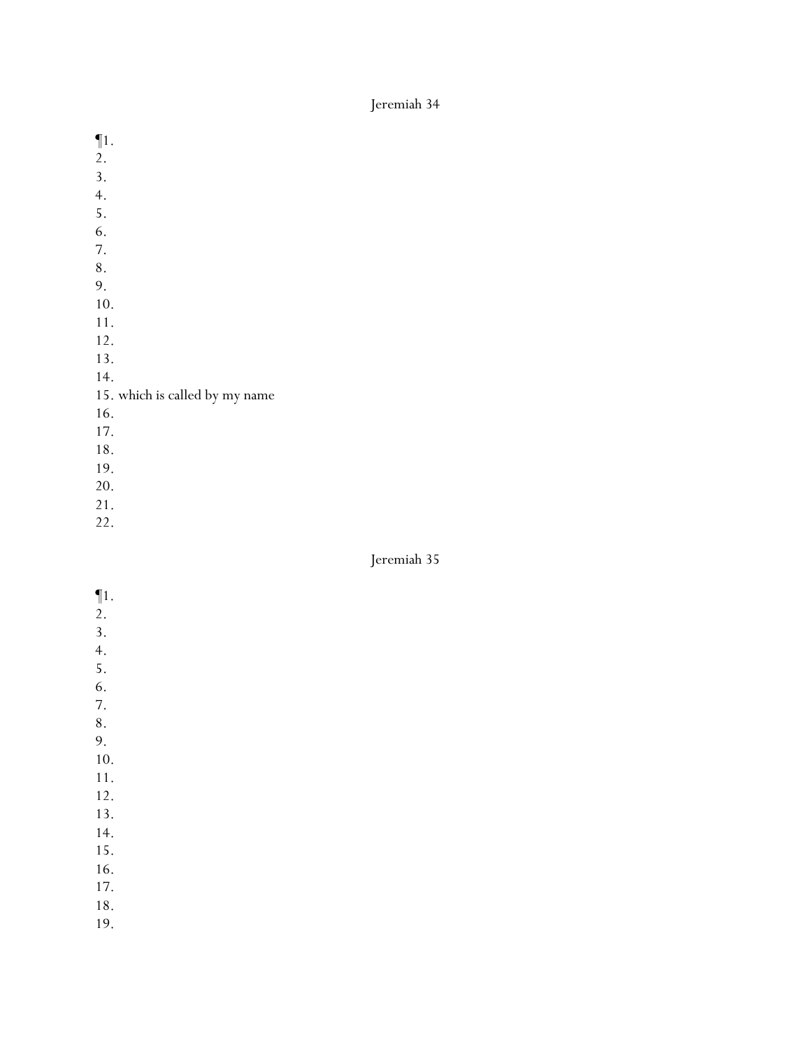Jeremiah 34

¶1.
2.
3.
4.
5.
6.
7.
8.
9.
10.
11.
12.
13.
14.
15. which is called by my name
16.
17.
18.
19.
20.
21.
22.

Jeremiah 35

¶1.
2.
3.
4.
5.
6.
7.
8.
9.
10.
11.
12.
13.
14.
15.
16.
17.
18.
19.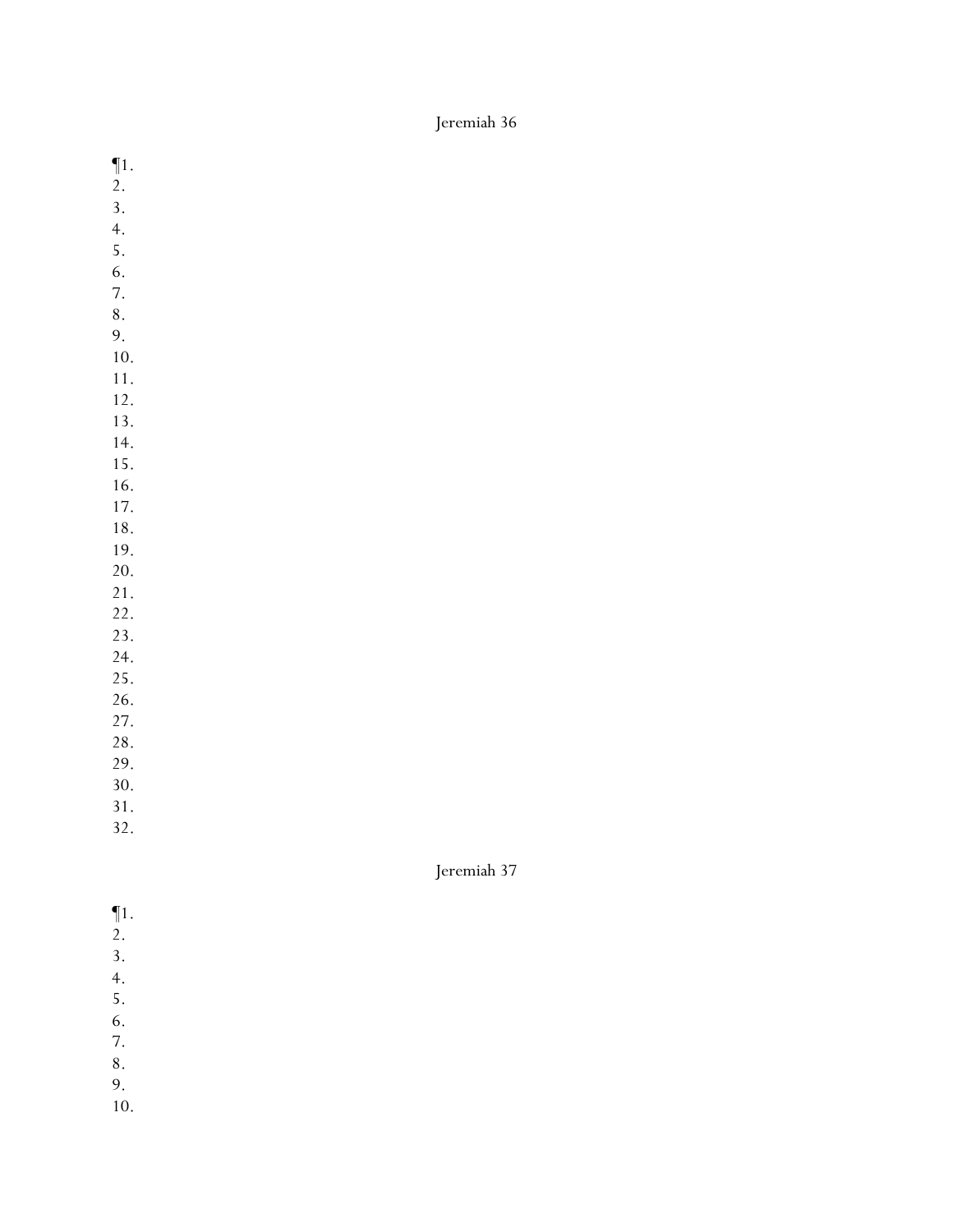# Jeremiah 36

¶1.
2.
3.
4.
5.
6.
7.
8.
9.
10.
11.
12.
13.
14.
15.
16.
17.
18.
19.
20.
21.
22.
23.
24.
25.
26.
27.
28.
29.
30.
31.
32.

# Jeremiah 37

¶1.
2.
3.
4.
5.
6.
7.
8.
9.
10.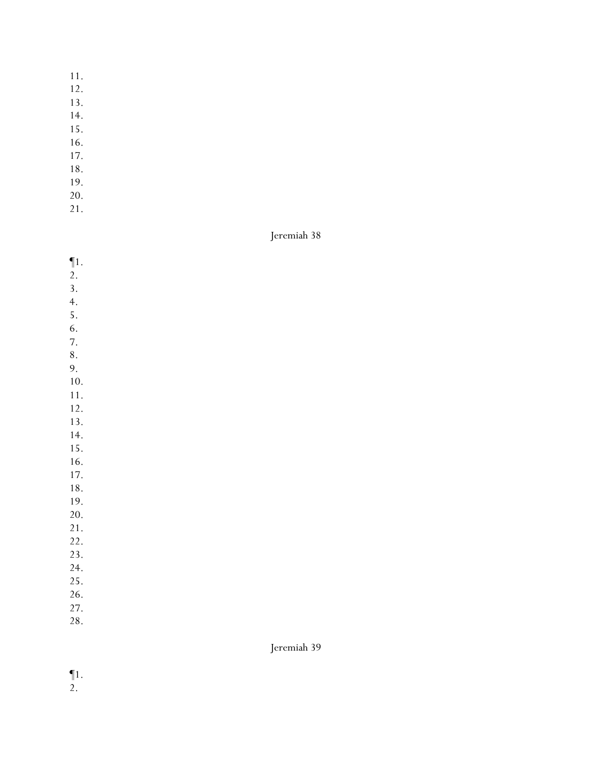11.
12.
13.
14.
15.
16.
17.
18.
19.
20.
21.

## Jeremiah 38

¶1.
2.
3.
4.
5.
6.
7.
8.
9.
10.
11.
12.
13.
14.
15.
16.
17.
18.
19.
20.
21.
22.
23.
24.
25.
26.
27.
28.

## Jeremiah 39

¶1.
2.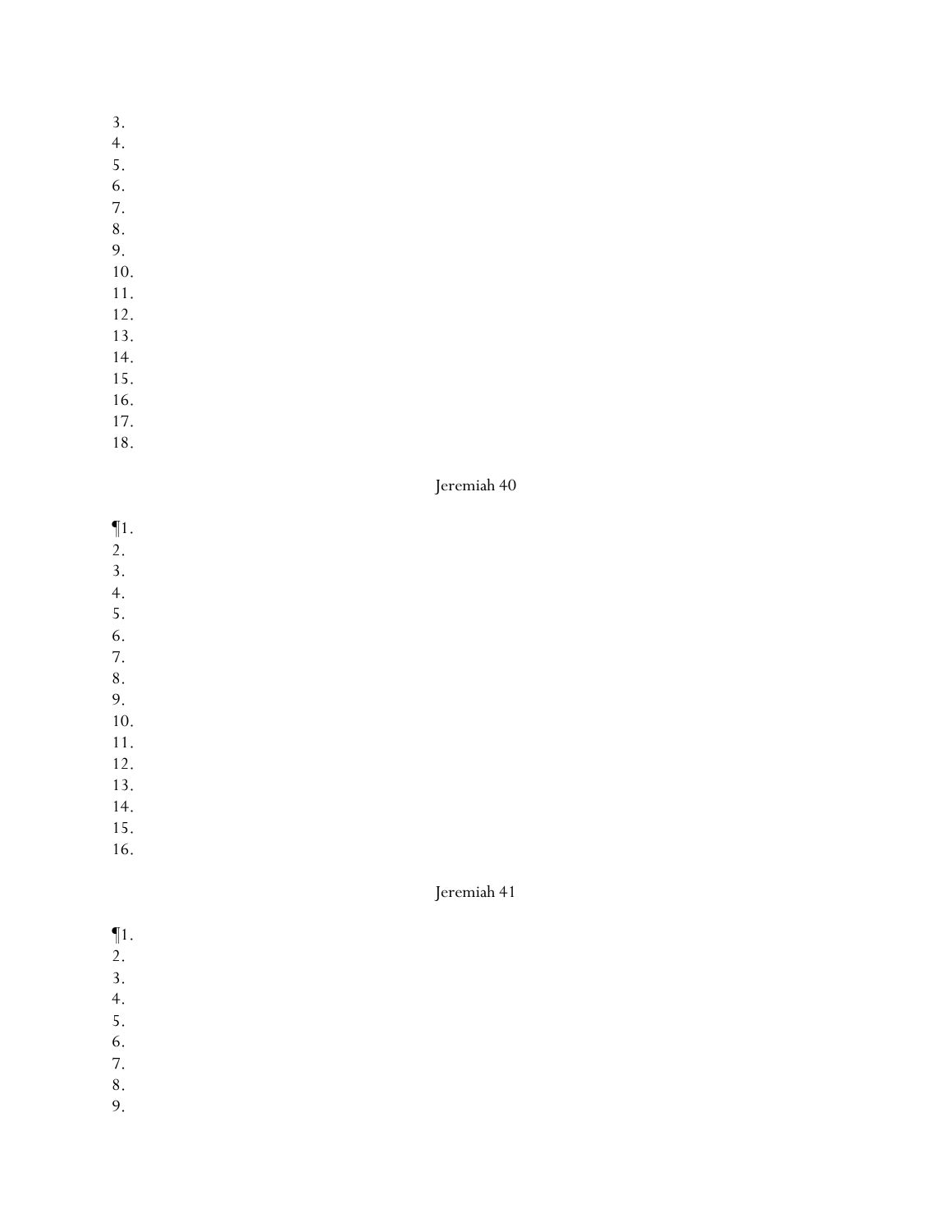3.
4.
5.
6.
7.
8.
9.
10.
11.
12.
13.
14.
15.
16.
17.
18.

## Jeremiah 40

¶1.
2.
3.
4.
5.
6.
7.
8.
9.
10.
11.
12.
13.
14.
15.
16.

## Jeremiah 41

¶1.
2.
3.
4.
5.
6.
7.
8.
9.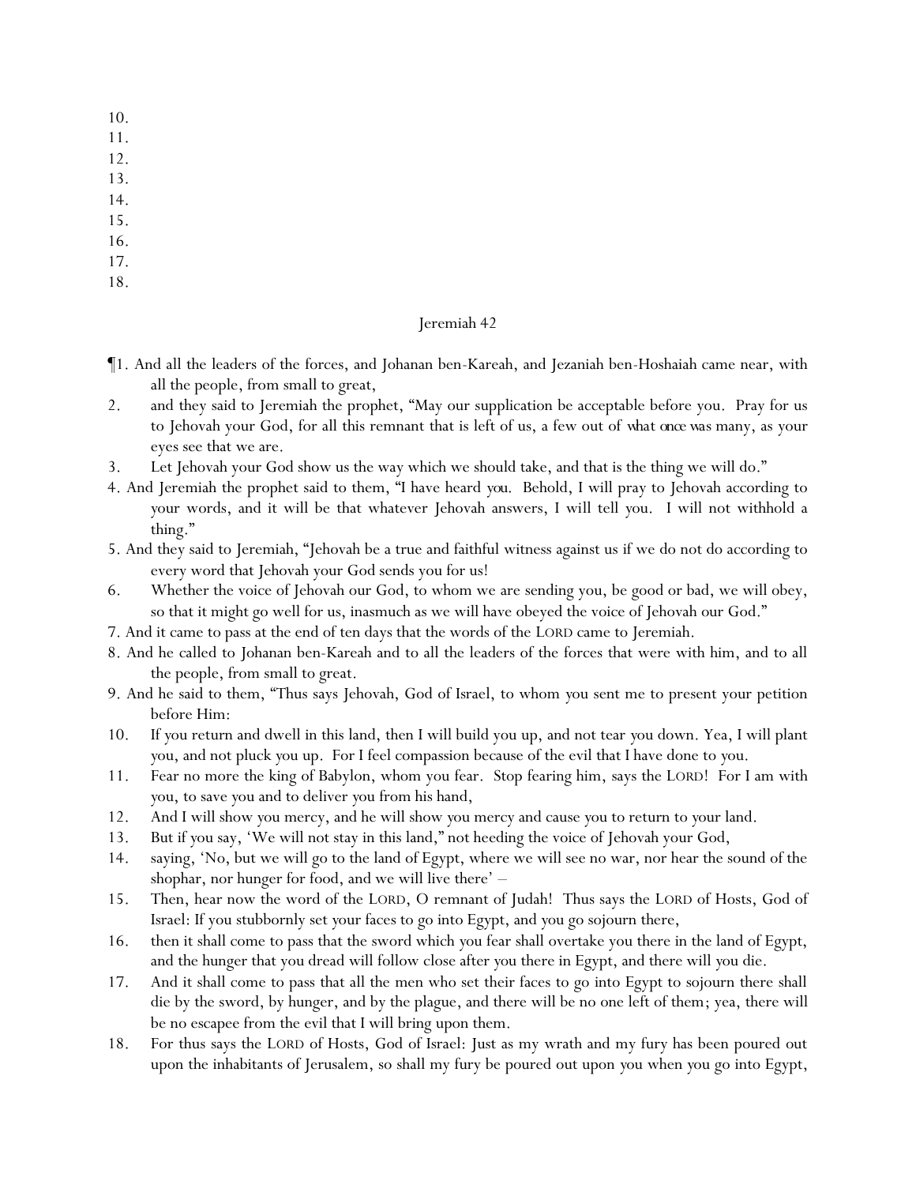10.
11.
12.
13.
14.
15.
16.
17.
18.

## Jeremiah 42

¶1. And all the leaders of the forces, and Johanan ben-Kareah, and Jezaniah ben-Hoshaiah came near, with all the people, from small to great,

2. and they said to Jeremiah the prophet, "May our supplication be acceptable before you. Pray for us to Jehovah your God, for all this remnant that is left of us, a few out of *what once was* many, as your eyes see that we are.

3. Let Jehovah your God show us the way which we should take, and that is the thing we will do."

4. And Jeremiah the prophet said to them, "I have heard *you*. Behold, I will pray to Jehovah according to your words, and it will be that whatever Jehovah answers, I will tell you. I will not withhold a thing."

5. And they said to Jeremiah, "Jehovah be a true and faithful witness against us if we do not do according to every word that Jehovah your God sends you for us!

6. Whether the voice of Jehovah our God, to whom we are sending you, be good or bad, we will obey, so that it might go well for us, inasmuch as we will have obeyed the voice of Jehovah our God."

7. And it came to pass at the end of ten days that the words of the LORD came to Jeremiah.

8. And he called to Johanan ben-Kareah and to all the leaders of the forces that were with him, and to all the people, from small to great.

9. And he said to them, "Thus says Jehovah, God of Israel, to whom you sent me to present your petition before Him:

10. If you return and dwell in this land, then I will build you up, and not tear you down. Yea, I will plant you, and not pluck you up. For I feel compassion because of the evil that I have done to you.

11. Fear no more the king of Babylon, whom you fear. Stop fearing him, says the LORD! For I am with you, to save you and to deliver you from his hand,

12. And I will show you mercy, and he will show you mercy and cause you to return to your land.

13. But if you say, 'We will not stay in this land," not heeding the voice of Jehovah your God,

14. saying, 'No, but we will go to the land of Egypt, where we will see no war, nor hear the sound of the shophar, nor hunger for food, and we will live there' –

15. Then, hear now the word of the LORD, O remnant of Judah! Thus says the LORD of Hosts, God of Israel: If you stubbornly set your faces to go into Egypt, and you go sojourn there,

16. then it shall come to pass that the sword which you fear shall overtake you there in the land of Egypt, and the hunger that you dread will follow close after you there in Egypt, and there will you die.

17. And it shall come to pass that all the men who set their faces to go into Egypt to sojourn there shall die by the sword, by hunger, and by the plague, and there will be no one left of them; yea, there will be no escapee from the evil that I will bring upon them.

18. For thus says the LORD of Hosts, God of Israel: Just as my wrath and my fury has been poured out upon the inhabitants of Jerusalem, so shall my fury be poured out upon you when you go into Egypt,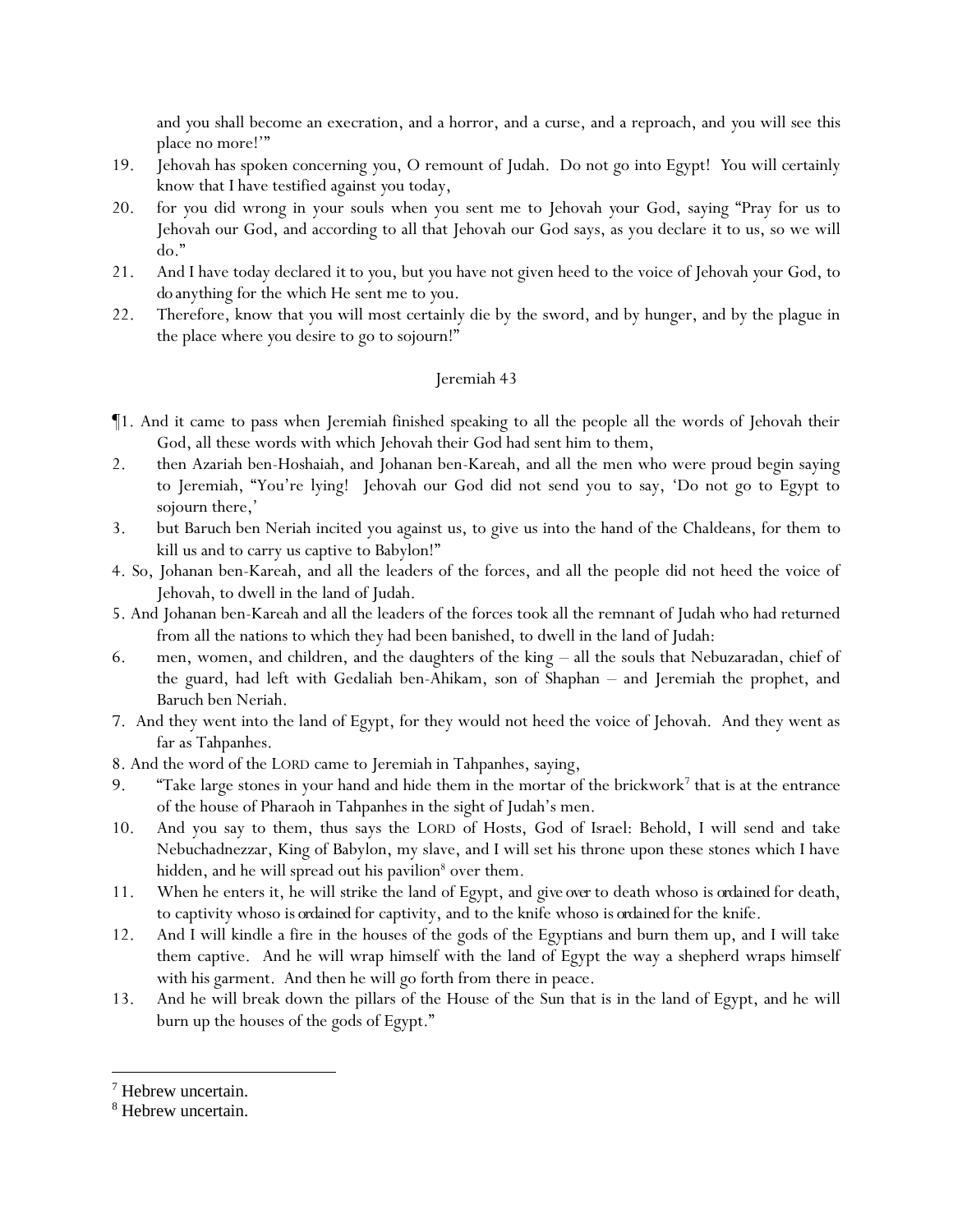and you shall become an execration, and a horror, and a curse, and a reproach, and you will see this place no more!'"

19. Jehovah has spoken concerning you, O remount of Judah. Do not go into Egypt! You will certainly know that I have testified against you today,
20. for you did wrong in your souls when you sent me to Jehovah your God, saying "Pray for us to Jehovah our God, and according to all that Jehovah our God says, as you declare it to us, so we will do."
21. And I have today declared it to you, but you have not given heed to the voice of Jehovah your God, to do anything for the which He sent me to you.
22. Therefore, know that you will most certainly die by the sword, and by hunger, and by the plague in the place where you desire to go to sojourn!"

## Jeremiah 43

¶1. And it came to pass when Jeremiah finished speaking to all the people all the words of Jehovah their God, all these words with which Jehovah their God had sent him to them,

2. then Azariah ben-Hoshaiah, and Johanan ben-Kareah, and all the men who were proud begin saying to Jeremiah, "You're lying! Jehovah our God did not send you to say, 'Do not go to Egypt to sojourn there,'
3. but Baruch ben Neriah incited you against us, to give us into the hand of the Chaldeans, for them to kill us and to carry us captive to Babylon!"
4. So, Johanan ben-Kareah, and all the leaders of the forces, and all the people did not heed the voice of Jehovah, to dwell in the land of Judah.
5. And Johanan ben-Kareah and all the leaders of the forces took all the remnant of Judah who had returned from all the nations to which they had been banished, to dwell in the land of Judah:
6. men, women, and children, and the daughters of the king – all the souls that Nebuzaradan, chief of the guard, had left with Gedaliah ben-Ahikam, son of Shaphan – and Jeremiah the prophet, and Baruch ben Neriah.
7. And they went into the land of Egypt, for they would not heed the voice of Jehovah. And they went as far as Tahpanhes.
8. And the word of the LORD came to Jeremiah in Tahpanhes, saying,
9. "Take large stones in your hand and hide them in the mortar of the brickwork[7] that is at the entrance of the house of Pharaoh in Tahpanhes in the sight of Judah's men.
10. And you say to them, thus says the LORD of Hosts, God of Israel: Behold, I will send and take Nebuchadnezzar, King of Babylon, my slave, and I will set his throne upon these stones which I have hidden, and he will spread out his pavilion[8] over them.
11. When he enters it, he will strike the land of Egypt, and *give over* to death whoso *is ordained* for death, to captivity whoso *is ordained* for captivity, and to the knife whoso *is ordained* for the knife.
12. And I will kindle a fire in the houses of the gods of the Egyptians and burn them up, and I will take them captive. And he will wrap himself with the land of Egypt the way a shepherd wraps himself with his garment. And then he will go forth from there in peace.
13. And he will break down the pillars of the House of the Sun that is in the land of Egypt, and he will burn up the houses of the gods of Egypt."

---

[7] Hebrew uncertain.

[8] Hebrew uncertain.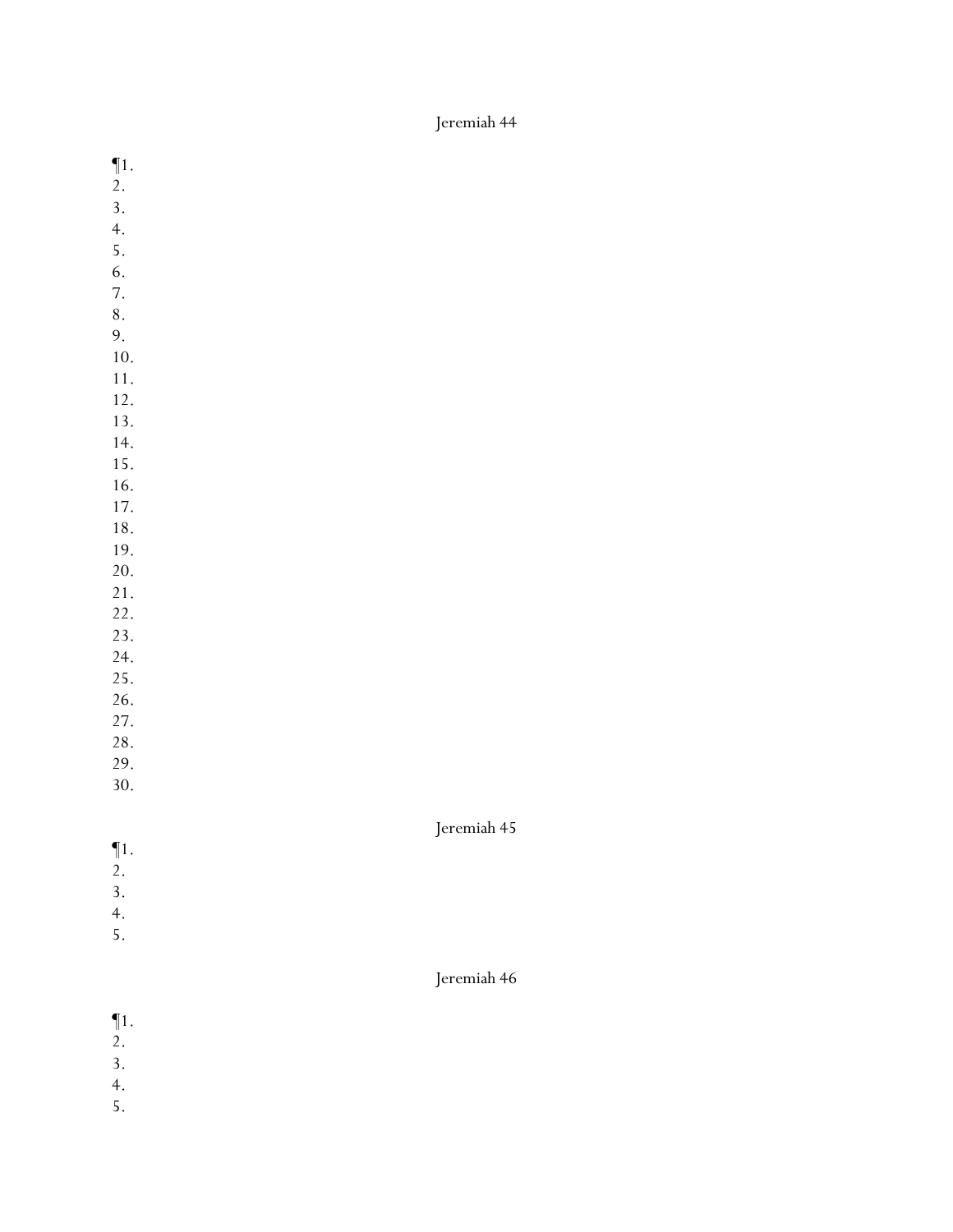Jeremiah 44

¶1.
2.
3.
4.
5.
6.
7.
8.
9.
10.
11.
12.
13.
14.
15.
16.
17.
18.
19.
20.
21.
22.
23.
24.
25.
26.
27.
28.
29.
30.

Jeremiah 45

¶1.
2.
3.
4.
5.

Jeremiah 46

¶1.
2.
3.
4.
5.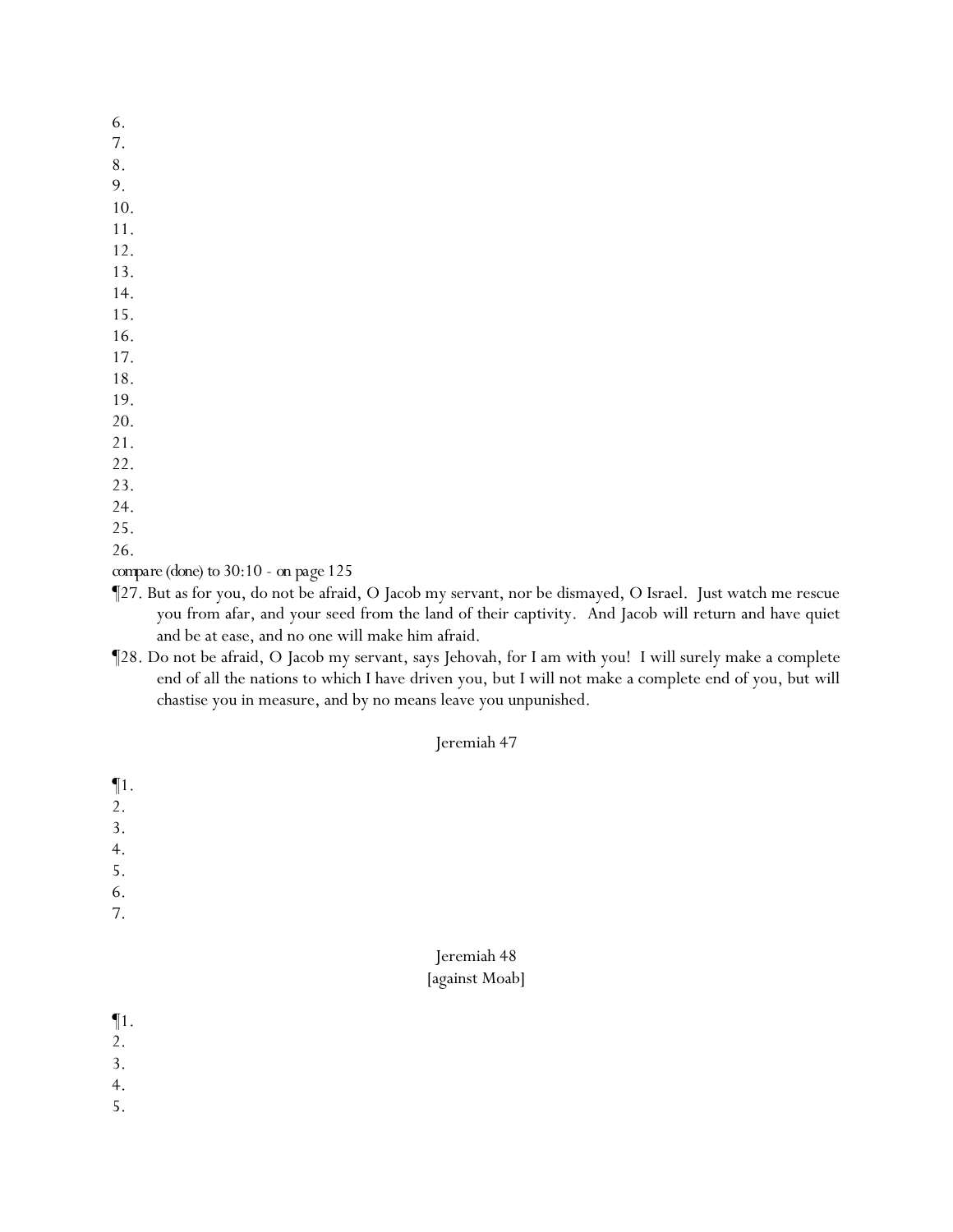6.
7.
8.
9.
10.
11.
12.
13.
14.
15.
16.
17.
18.
19.
20.
21.
22.
23.
24.
25.
26.

compare (done) to 30:10 - on page 125

¶27. But as for you, do not be afraid, O Jacob my servant, nor be dismayed, O Israel. Just watch me rescue you from afar, and your seed from the land of their captivity. And Jacob will return and have quiet and be at ease, and no one will make him afraid.

¶28. Do not be afraid, O Jacob my servant, says Jehovah, for I am with you! I will surely make a complete end of all the nations to which I have driven you, but I will not make a complete end of you, but will chastise you in measure, and by no means leave you unpunished.

## Jeremiah 47

¶1.
2.
3.
4.
5.
6.
7.

## Jeremiah 48
[against Moab]

¶1.
2.
3.
4.
5.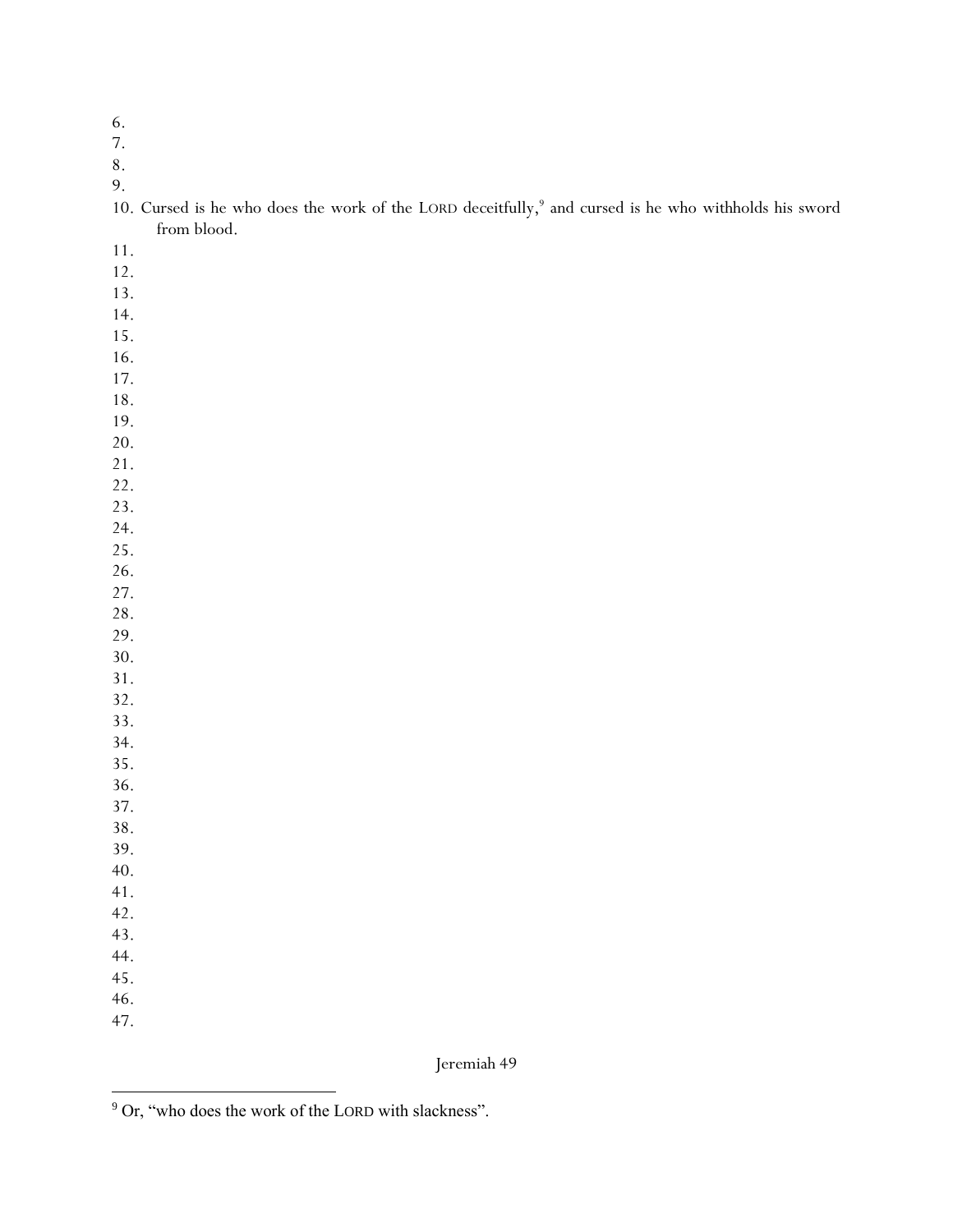6.
7.
8.
9.
10. Cursed is he who does the work of the LORD deceitfully,[9] and cursed is he who withholds his sword from blood.
11.
12.
13.
14.
15.
16.
17.
18.
19.
20.
21.
22.
23.
24.
25.
26.
27.
28.
29.
30.
31.
32.
33.
34.
35.
36.
37.
38.
39.
40.
41.
42.
43.
44.
45.
46.
47.

Jeremiah 49

[9] Or, "who does the work of the LORD with slackness".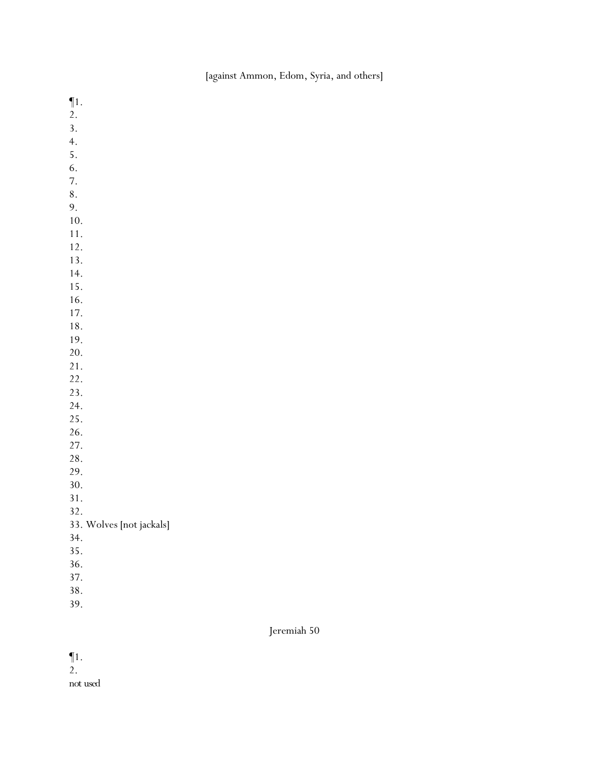[against Ammon, Edom, Syria, and others]

¶1.
2.
3.
4.
5.
6.
7.
8.
9.
10.
11.
12.
13.
14.
15.
16.
17.
18.
19.
20.
21.
22.
23.
24.
25.
26.
27.
28.
29.
30.
31.
32.
33. Wolves [not jackals]
34.
35.
36.
37.
38.
39.

Jeremiah 50

¶1.
2.
not used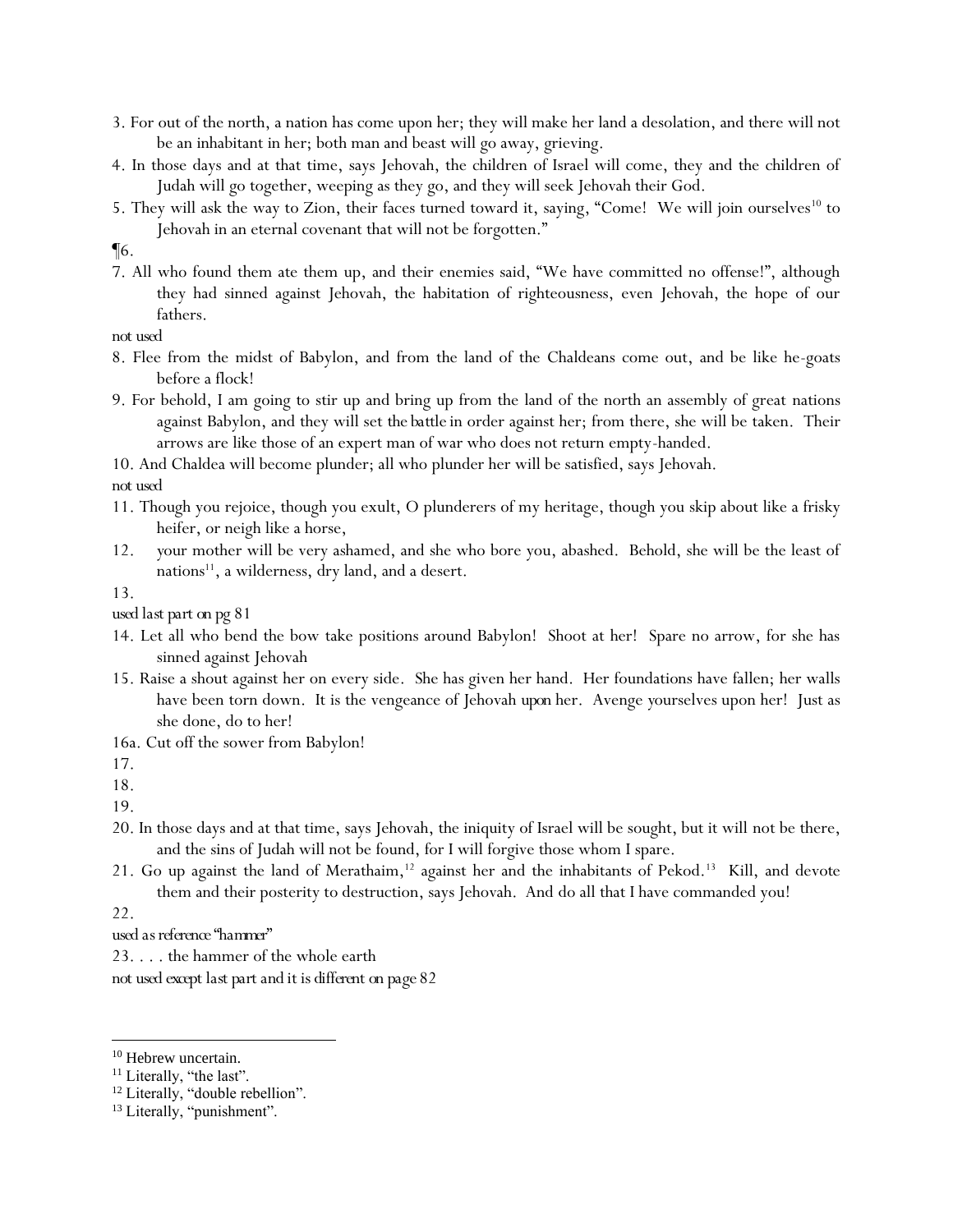3. For out of the north, a nation has come upon her; they will make her land a desolation, and there will not be an inhabitant in her; both man and beast will go away, grieving.

4. In those days and at that time, says Jehovah, the children of Israel will come, they and the children of Judah will go together, weeping as they go, and they will seek Jehovah their God.

5. They will ask the way to Zion, their faces turned toward it, saying, "Come! We will join ourselves[10] to Jehovah in an eternal covenant that will not be forgotten."

¶6.

7. All who found them ate them up, and their enemies said, "We have committed no offense!", although they had sinned against Jehovah, the habitation of righteousness, even Jehovah, the hope of our fathers.

not used

8. Flee from the midst of Babylon, and from the land of the Chaldeans come out, and be like he-goats before a flock!

9. For behold, I am going to stir up and bring up from the land of the north an assembly of great nations against Babylon, and they will set the battle in order against her; from there, she will be taken. Their arrows are like those of an expert man of war who does not return empty-handed.

10. And Chaldea will become plunder; all who plunder her will be satisfied, says Jehovah.

not used

11. Though you rejoice, though you exult, O plunderers of my heritage, though you skip about like a frisky heifer, or neigh like a horse,

12. your mother will be very ashamed, and she who bore you, abashed. Behold, she will be the least of nations[11], a wilderness, dry land, and a desert.

13.

used last part on pg 81

14. Let all who bend the bow take positions around Babylon! Shoot at her! Spare no arrow, for she has sinned against Jehovah

15. Raise a shout against her on every side. She has given her hand. Her foundations have fallen; her walls have been torn down. It is the vengeance of Jehovah upon her. Avenge yourselves upon her! Just as she done, do to her!

16a. Cut off the sower from Babylon!

17.

18.

19.

20. In those days and at that time, says Jehovah, the iniquity of Israel will be sought, but it will not be there, and the sins of Judah will not be found, for I will forgive those whom I spare.

21. Go up against the land of Merathaim,[12] against her and the inhabitants of Pekod.[13] Kill, and devote them and their posterity to destruction, says Jehovah. And do all that I have commanded you!

22.

used as reference "hammer"

23. . . . the hammer of the whole earth

not used except last part and it is different on page 82

---

[10] Hebrew uncertain.

[11] Literally, "the last".

[12] Literally, "double rebellion".

[13] Literally, "punishment".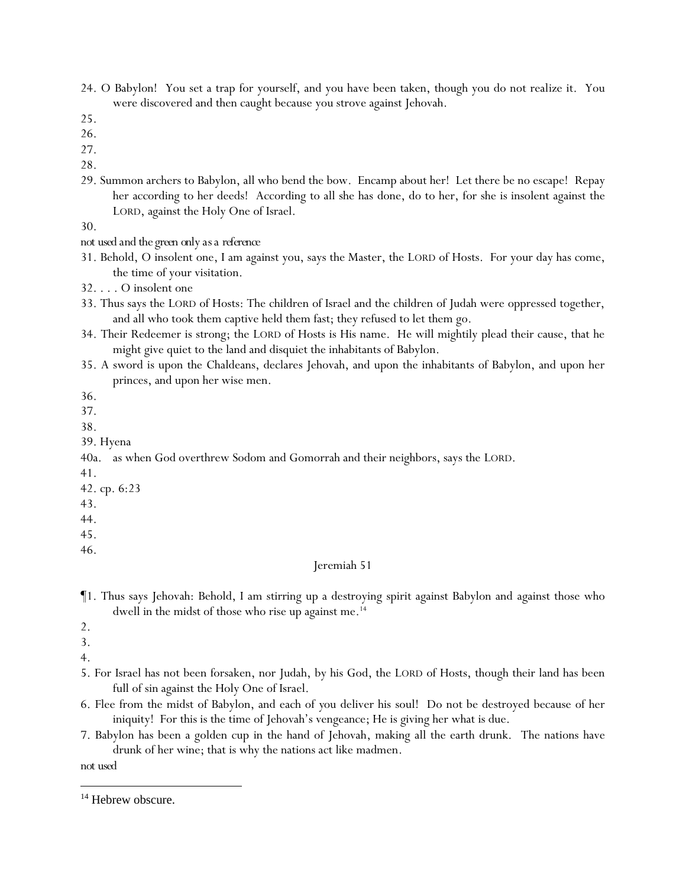24. O Babylon! You set a trap for yourself, and you have been taken, though you do not realize it. You were discovered and then caught because you strove against Jehovah.

25.

26.

27.

28.

29. Summon archers to Babylon, all who bend the bow. Encamp about her! Let there be no escape! Repay her according to her deeds! According to all she has done, do to her, for she is insolent against the LORD, against the Holy One of Israel.

30.

not used and the green only as a reference

31. Behold, O insolent one, I am against you, says the Master, the LORD of Hosts. For your day has come, the time of your visitation.

32. . . . O insolent one

33. Thus says the LORD of Hosts: The children of Israel and the children of Judah were oppressed together, and all who took them captive held them fast; they refused to let them go.

34. Their Redeemer is strong; the LORD of Hosts is His name. He will mightily plead their cause, that he might give quiet to the land and disquiet the inhabitants of Babylon.

35. A sword is upon the Chaldeans, declares Jehovah, and upon the inhabitants of Babylon, and upon her princes, and upon her wise men.

36.

37.

38.

39. Hyena

40a. as when God overthrew Sodom and Gomorrah and their neighbors, says the LORD.

41.

42. cp. 6:23

43.

44.

45.

46.

## Jeremiah 51

¶1. Thus says Jehovah: Behold, I am stirring up a destroying spirit against Babylon and against those who dwell in the midst of those who rise up against me.[14]

2.

3.

4.

5. For Israel has not been forsaken, nor Judah, by his God, the LORD of Hosts, though their land has been full of sin against the Holy One of Israel.

6. Flee from the midst of Babylon, and each of you deliver his soul! Do not be destroyed because of her iniquity! For this is the time of Jehovah's vengeance; He is giving her what is due.

7. Babylon has been a golden cup in the hand of Jehovah, making all the earth drunk. The nations have drunk of her wine; that is why the nations act like madmen.

not used

---

[14] Hebrew obscure.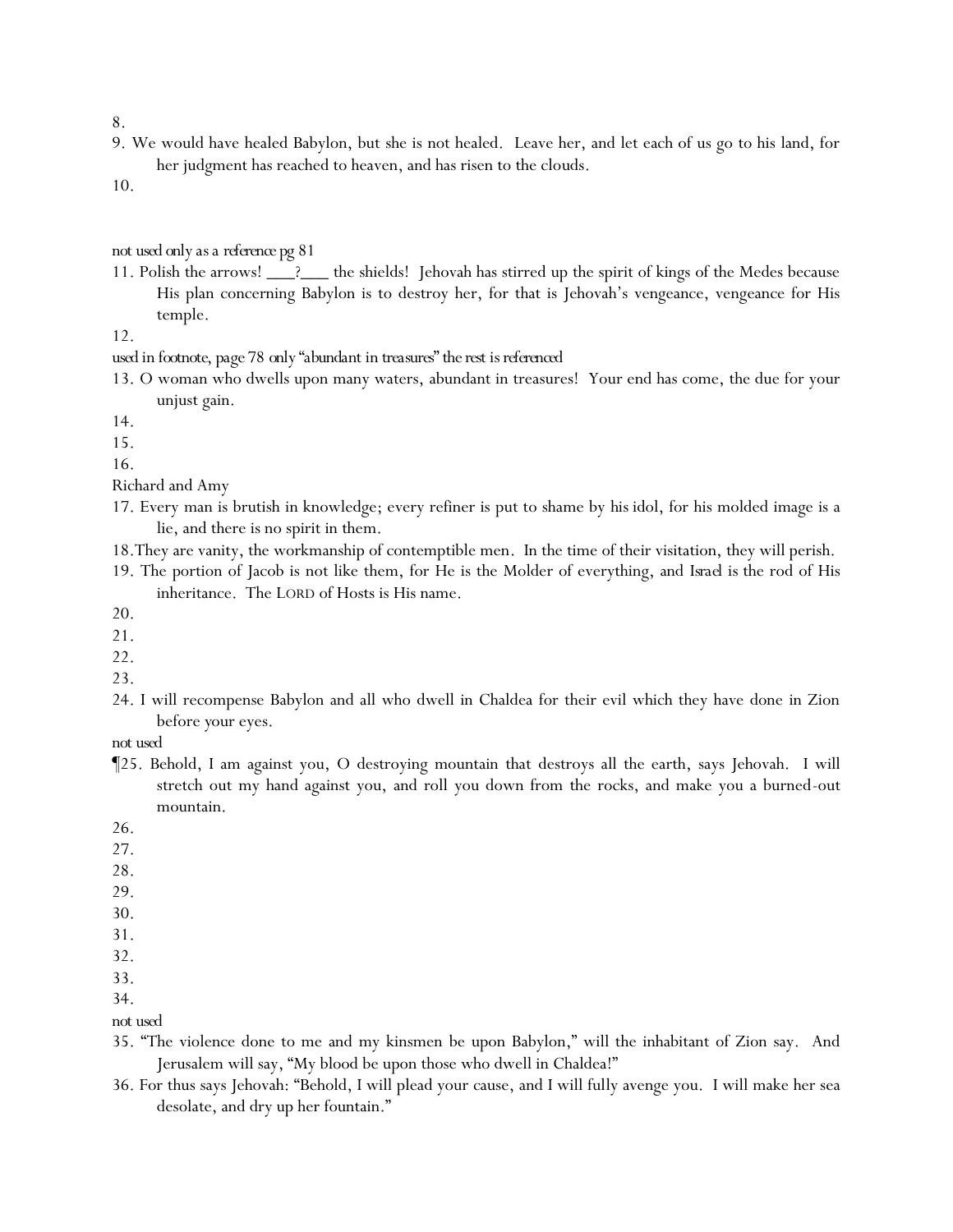8.

9. We would have healed Babylon, but she is not healed. Leave her, and let each of us go to his land, for her judgment has reached to heaven, and has risen to the clouds.

10.

not used only as a reference pg 81

11. Polish the arrows! ___?___ the shields! Jehovah has stirred up the spirit of kings of the Medes because His plan concerning Babylon is to destroy her, for that is Jehovah's vengeance, vengeance for His temple.

12.

used in footnote, page 78 only "abundant in treasures" the rest is referenced

13. O woman who dwells upon many waters, abundant in treasures! Your end has come, the due for your unjust gain.

14.

15.

16.

Richard and Amy

17. Every man is brutish in knowledge; every refiner is put to shame by his idol, for his molded image is a lie, and there is no spirit in them.

18.They are vanity, the workmanship of contemptible men. In the time of their visitation, they will perish.

19. The portion of Jacob is not like them, for He is the Molder of everything, and Israel is the rod of His inheritance. The LORD of Hosts is His name.

20.

21.

22.

23.

24. I will recompense Babylon and all who dwell in Chaldea for their evil which they have done in Zion before your eyes.

not used

¶25. Behold, I am against you, O destroying mountain that destroys all the earth, says Jehovah. I will stretch out my hand against you, and roll you down from the rocks, and make you a burned-out mountain.

26.

27.

28.

29.

30.

31.

32.

33.

34.

not used

35. "The violence done to me and my kinsmen be upon Babylon," will the inhabitant of Zion say. And Jerusalem will say, "My blood be upon those who dwell in Chaldea!"

36. For thus says Jehovah: "Behold, I will plead your cause, and I will fully avenge you. I will make her sea desolate, and dry up her fountain."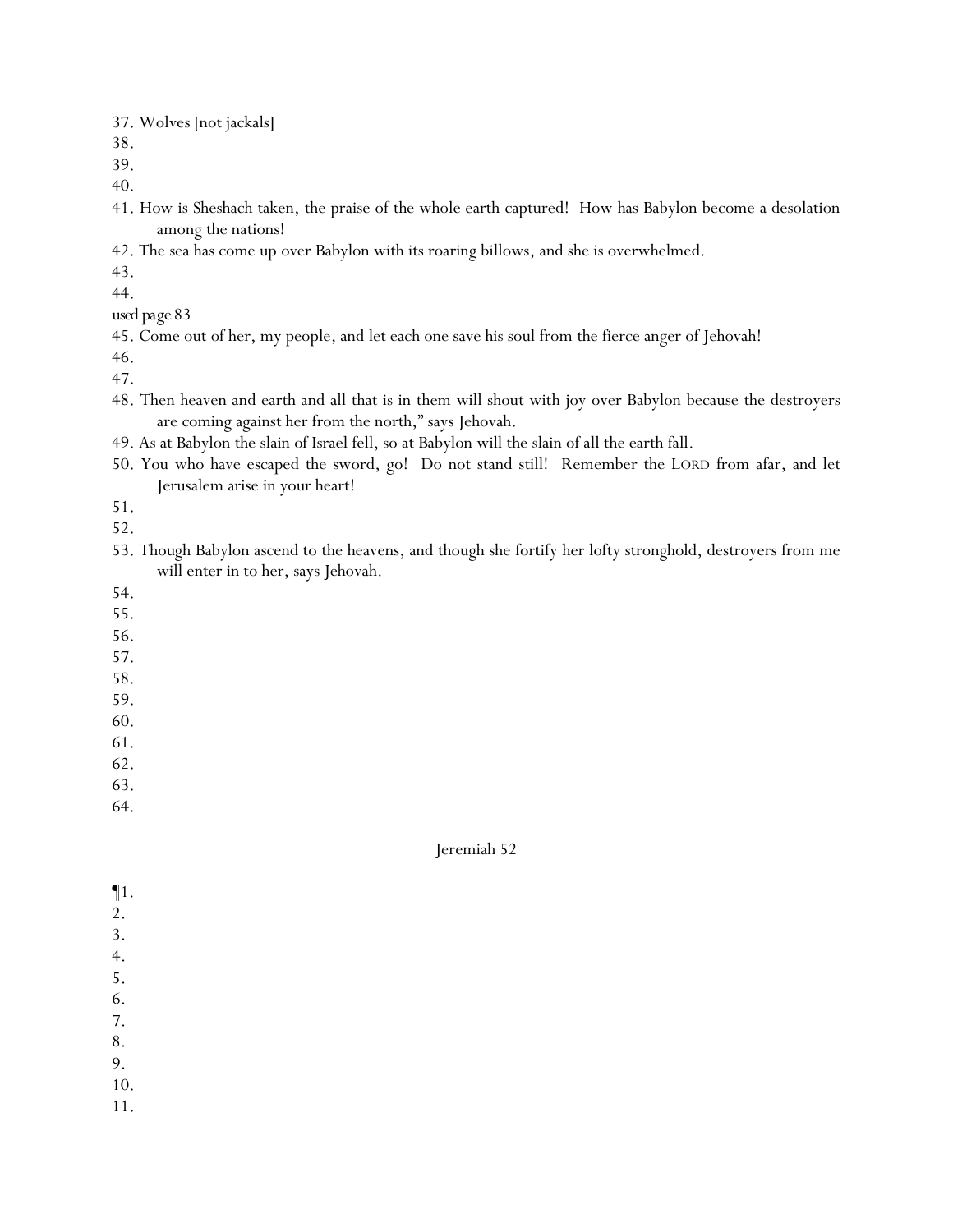37. Wolves [not jackals]
38.
39.
40.
41. How is Sheshach taken, the praise of the whole earth captured! How has Babylon become a desolation among the nations!
42. The sea has come up over Babylon with its roaring billows, and she is overwhelmed.
43.
44.

used page 83

45. Come out of her, my people, and let each one save his soul from the fierce anger of Jehovah!
46.
47.
48. Then heaven and earth and all that is in them will shout with joy over Babylon because the destroyers are coming against her from the north," says Jehovah.
49. As at Babylon the slain of Israel fell, so at Babylon will the slain of all the earth fall.
50. You who have escaped the sword, go! Do not stand still! Remember the LORD from afar, and let Jerusalem arise in your heart!
51.
52.
53. Though Babylon ascend to the heavens, and though she fortify her lofty stronghold, destroyers from me will enter in to her, says Jehovah.
54.
55.
56.
57.
58.
59.
60.
61.
62.
63.
64.

## Jeremiah 52

¶1.
2.
3.
4.
5.
6.
7.
8.
9.
10.
11.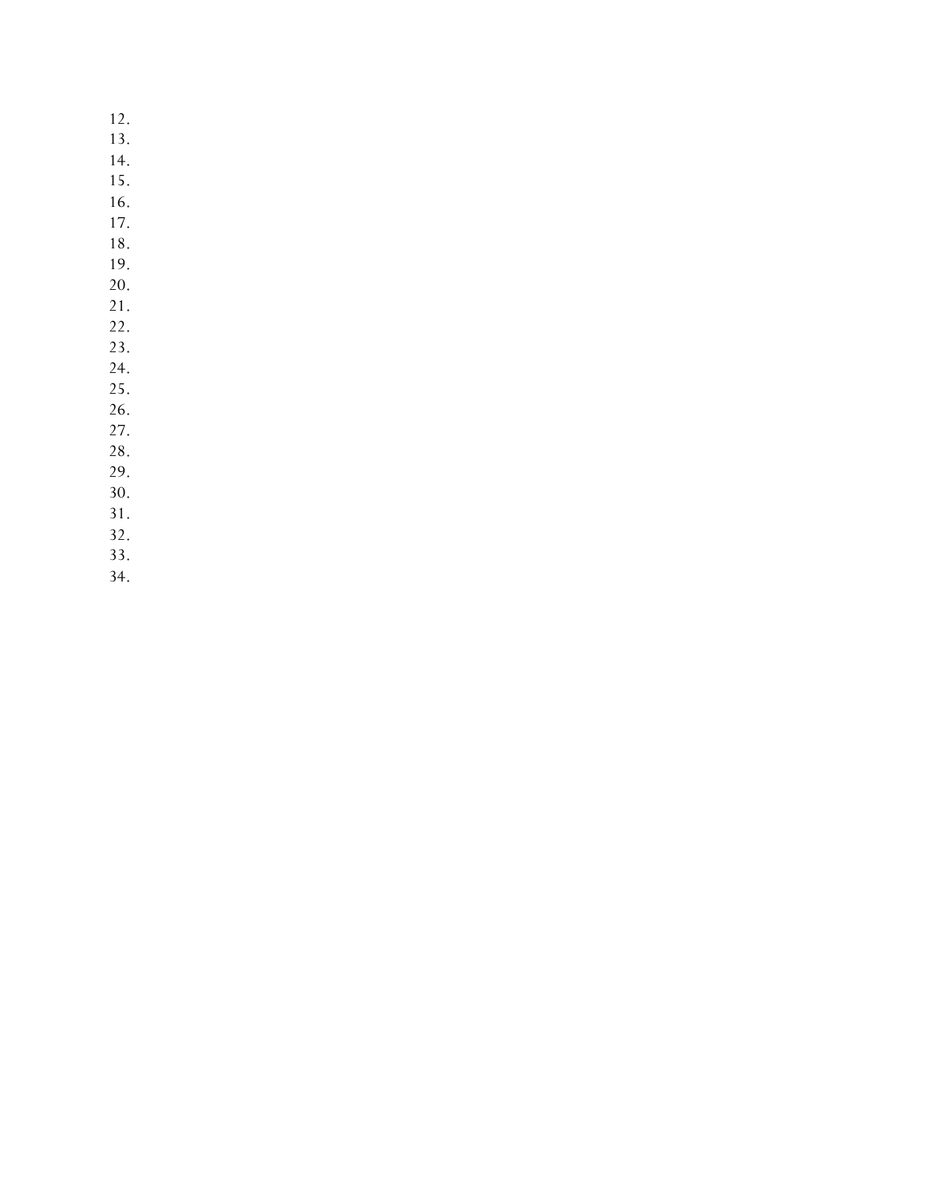12.
13.
14.
15.
16.
17.
18.
19.
20.
21.
22.
23.
24.
25.
26.
27.
28.
29.
30.
31.
32.
33.
34.